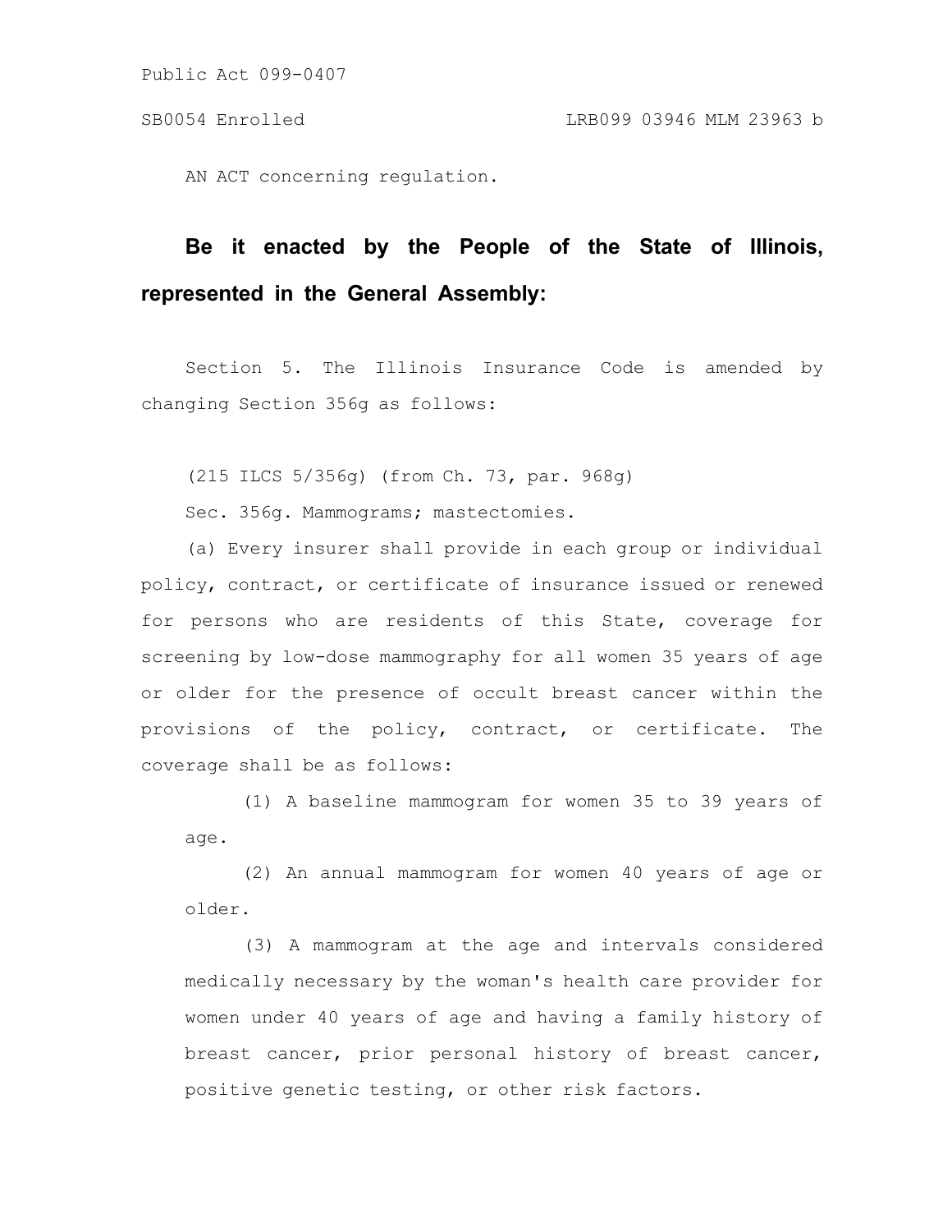Public Act 099-0407

SB0054 Enrolled LRB099 03946 MLM 23963 b

AN ACT concerning regulation.

**Be it enacted by the People of the State of Illinois, represented in the General Assembly:**

Section 5. The Illinois Insurance Code is amended by changing Section 356g as follows:

(215 ILCS 5/356g) (from Ch. 73, par. 968g)

Sec. 356g. Mammograms; mastectomies.

(a) Every insurer shall provide in each group or individual policy, contract, or certificate of insurance issued or renewed for persons who are residents of this State, coverage for screening by low-dose mammography for all women 35 years of age or older for the presence of occult breast cancer within the provisions of the policy, contract, or certificate. The coverage shall be as follows:

(1) A baseline mammogram for women 35 to 39 years of age.

(2) An annual mammogram for women 40 years of age or older.

(3) A mammogram at the age and intervals considered medically necessary by the woman's health care provider for women under 40 years of age and having a family history of breast cancer, prior personal history of breast cancer, positive genetic testing, or other risk factors.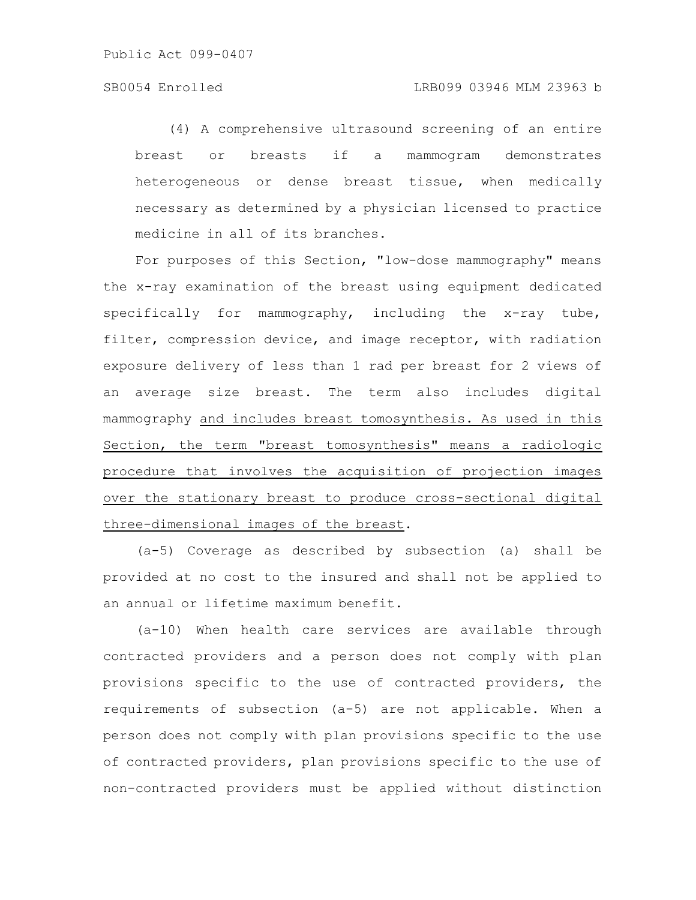(4) A comprehensive ultrasound screening of an entire breast or breasts if a mammogram demonstrates heterogeneous or dense breast tissue, when medically necessary as determined by a physician licensed to practice medicine in all of its branches.

For purposes of this Section, "low-dose mammography" means the x-ray examination of the breast using equipment dedicated specifically for mammography, including the x-ray tube, filter, compression device, and image receptor, with radiation exposure delivery of less than 1 rad per breast for 2 views of an average size breast. The term also includes digital mammography <u>and includes breast tomosynthesis. As used in this Section, the term "breast tomosynthesis" means a radiologic procedure that involves the acquisition of projection images over the stationary breast to produce cross-sectional digital three-dimensional images of the breast</u>.

(a-5) Coverage as described by subsection (a) shall be provided at no cost to the insured and shall not be applied to an annual or lifetime maximum benefit.

(a-10) When health care services are available through contracted providers and a person does not comply with plan provisions specific to the use of contracted providers, the requirements of subsection (a-5) are not applicable. When a person does not comply with plan provisions specific to the use of contracted providers, plan provisions specific to the use of non-contracted providers must be applied without distinction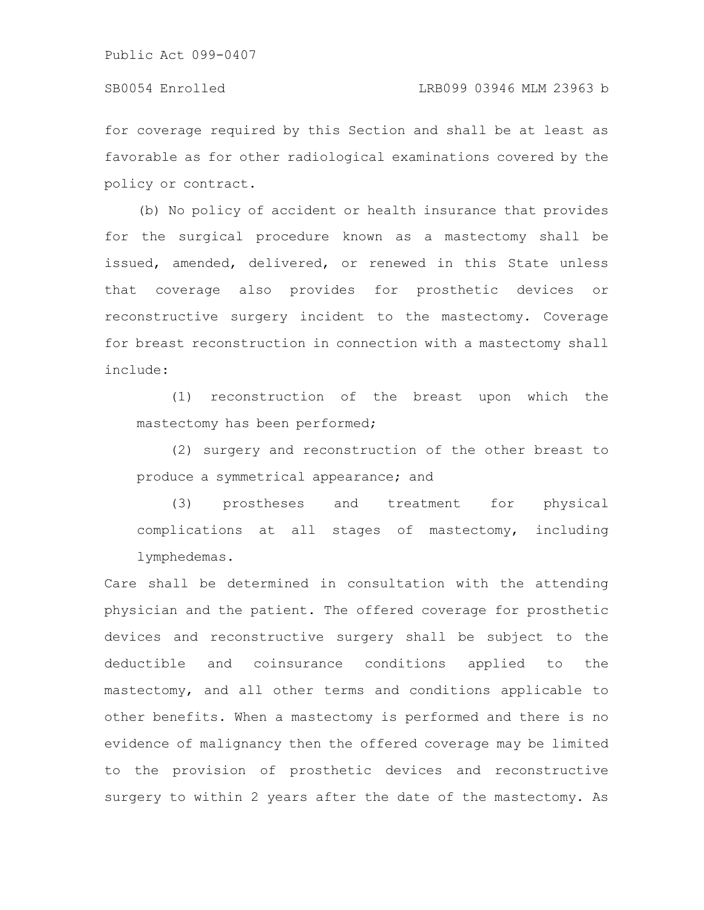for coverage required by this Section and shall be at least as favorable as for other radiological examinations covered by the policy or contract.

(b) No policy of accident or health insurance that provides for the surgical procedure known as a mastectomy shall be issued, amended, delivered, or renewed in this State unless that coverage also provides for prosthetic devices or reconstructive surgery incident to the mastectomy. Coverage for breast reconstruction in connection with a mastectomy shall include:

(1) reconstruction of the breast upon which the mastectomy has been performed;

(2) surgery and reconstruction of the other breast to produce a symmetrical appearance; and

(3) prostheses and treatment for physical complications at all stages of mastectomy, including lymphedemas.

Care shall be determined in consultation with the attending physician and the patient. The offered coverage for prosthetic devices and reconstructive surgery shall be subject to the deductible and coinsurance conditions applied to the mastectomy, and all other terms and conditions applicable to other benefits. When a mastectomy is performed and there is no evidence of malignancy then the offered coverage may be limited to the provision of prosthetic devices and reconstructive surgery to within 2 years after the date of the mastectomy. As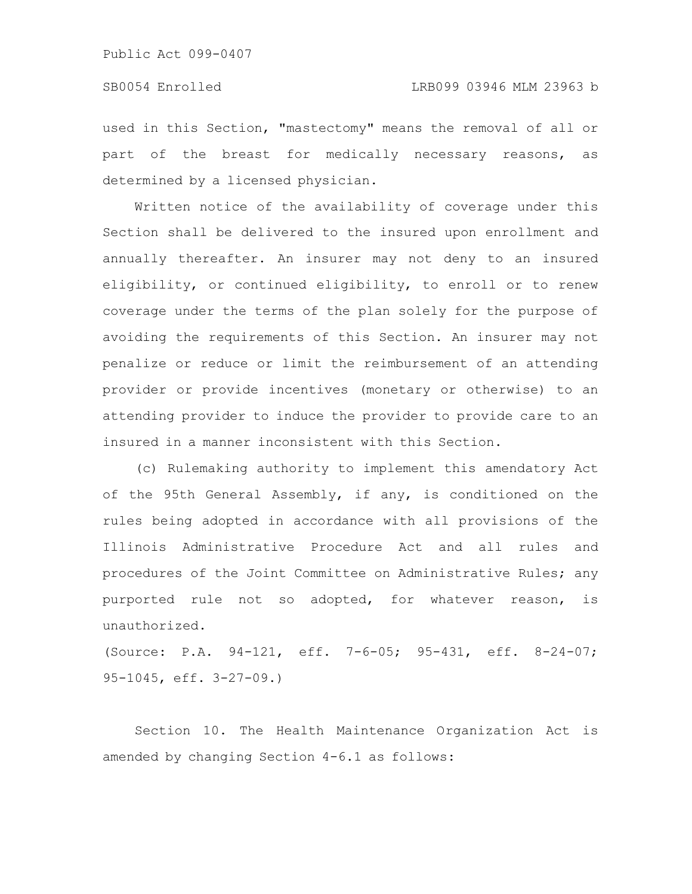used in this Section, "mastectomy" means the removal of all or part of the breast for medically necessary reasons, as determined by a licensed physician.

Written notice of the availability of coverage under this Section shall be delivered to the insured upon enrollment and annually thereafter. An insurer may not deny to an insured eligibility, or continued eligibility, to enroll or to renew coverage under the terms of the plan solely for the purpose of avoiding the requirements of this Section. An insurer may not penalize or reduce or limit the reimbursement of an attending provider or provide incentives (monetary or otherwise) to an attending provider to induce the provider to provide care to an insured in a manner inconsistent with this Section.

(c) Rulemaking authority to implement this amendatory Act of the 95th General Assembly, if any, is conditioned on the rules being adopted in accordance with all provisions of the Illinois Administrative Procedure Act and all rules and procedures of the Joint Committee on Administrative Rules; any purported rule not so adopted, for whatever reason, is unauthorized.

(Source: P.A. 94-121, eff. 7-6-05; 95-431, eff. 8-24-07; 95-1045, eff. 3-27-09.)

Section 10. The Health Maintenance Organization Act is amended by changing Section 4-6.1 as follows: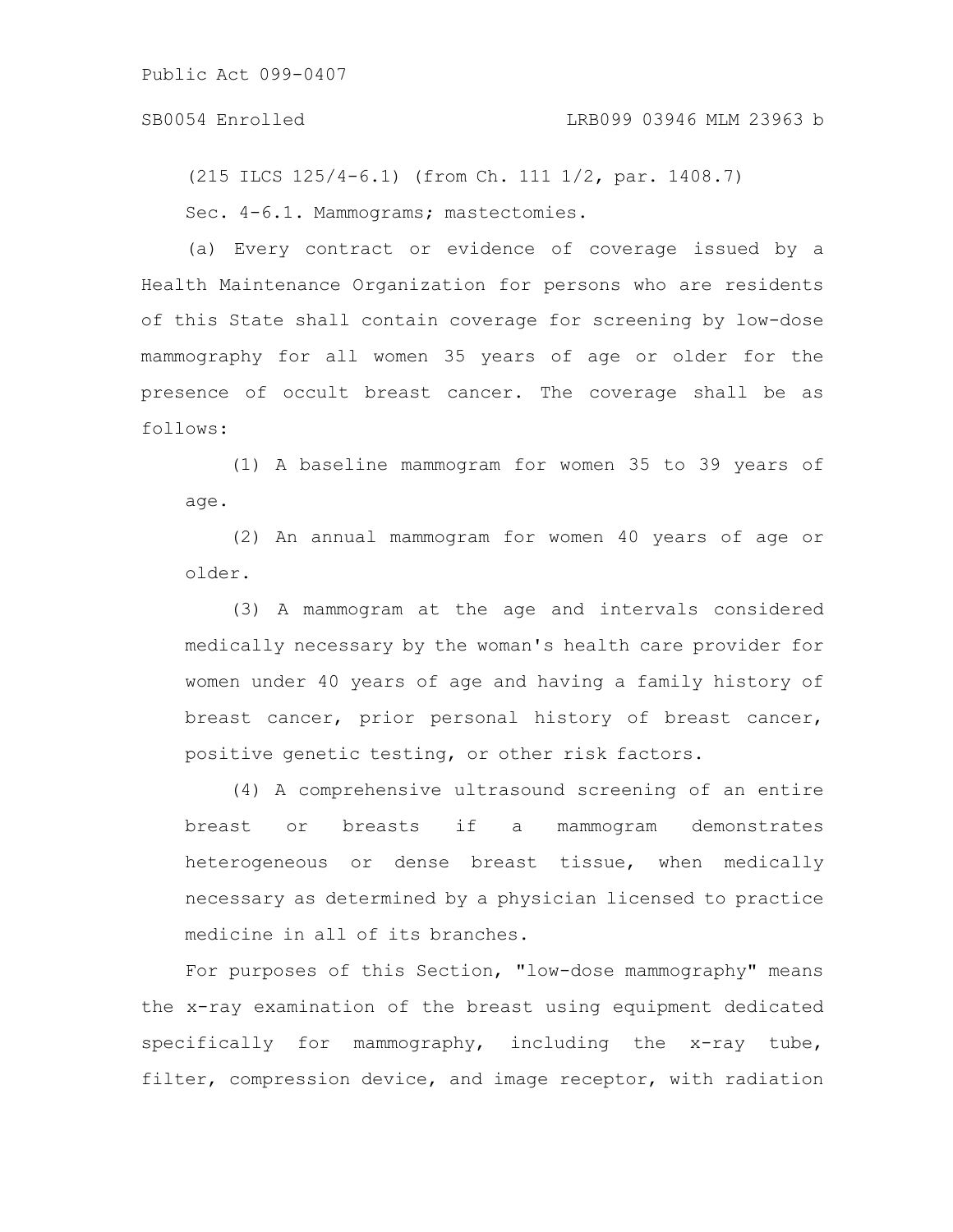(215 ILCS 125/4-6.1) (from Ch. 111 1/2, par. 1408.7)

Sec. 4-6.1. Mammograms; mastectomies.

(a) Every contract or evidence of coverage issued by a Health Maintenance Organization for persons who are residents of this State shall contain coverage for screening by low-dose mammography for all women 35 years of age or older for the presence of occult breast cancer. The coverage shall be as follows:

(1) A baseline mammogram for women 35 to 39 years of age.

(2) An annual mammogram for women 40 years of age or older.

(3) A mammogram at the age and intervals considered medically necessary by the woman's health care provider for women under 40 years of age and having a family history of breast cancer, prior personal history of breast cancer, positive genetic testing, or other risk factors.

(4) A comprehensive ultrasound screening of an entire breast or breasts if a mammogram demonstrates heterogeneous or dense breast tissue, when medically necessary as determined by a physician licensed to practice medicine in all of its branches.

For purposes of this Section, "low-dose mammography" means the x-ray examination of the breast using equipment dedicated specifically for mammography, including the x-ray tube, filter, compression device, and image receptor, with radiation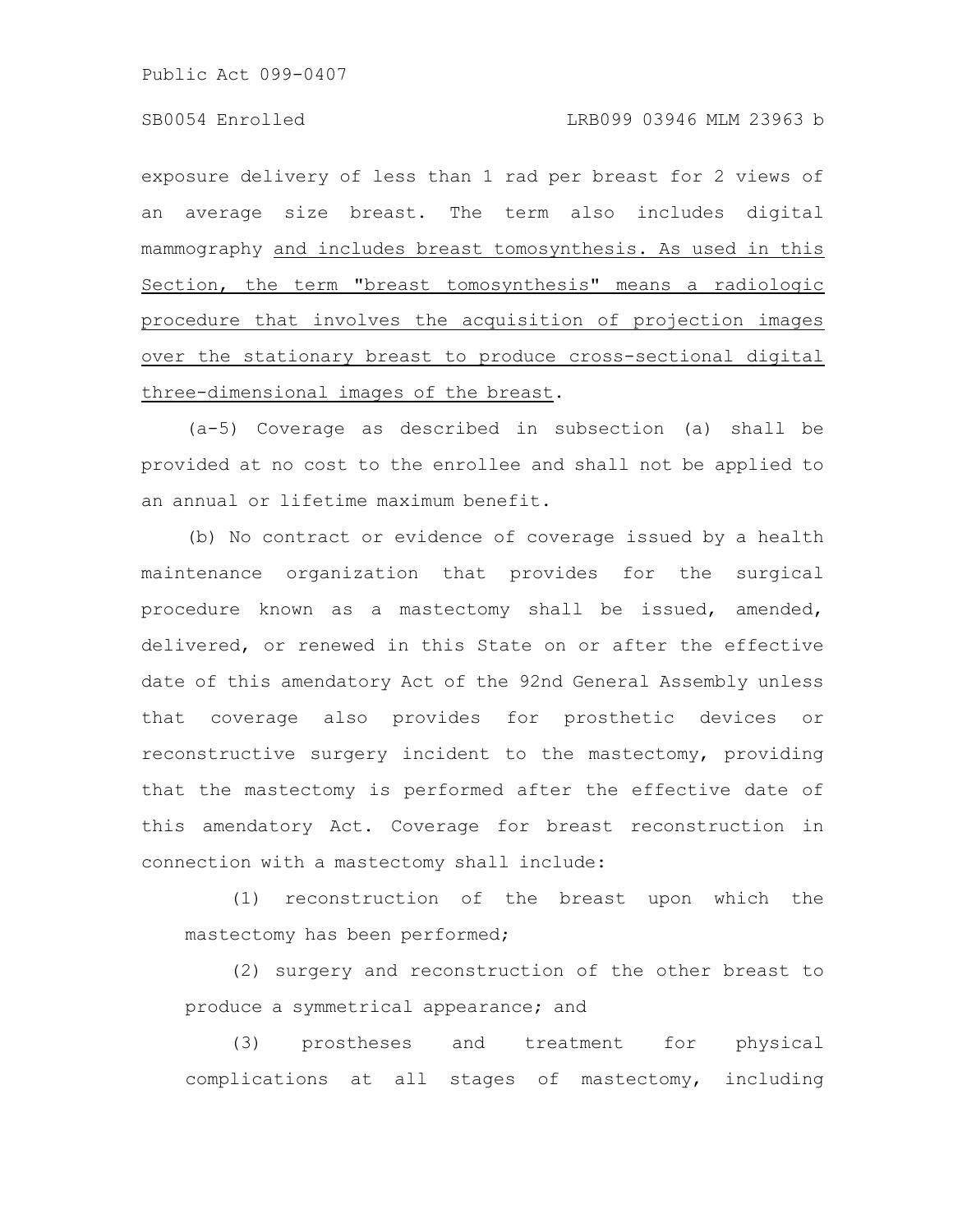exposure delivery of less than 1 rad per breast for 2 views of an average size breast. The term also includes digital mammography <u>and includes breast tomosynthesis. As used in this Section, the term "breast tomosynthesis" means a radiologic procedure that involves the acquisition of projection images over the stationary breast to produce cross-sectional digital three-dimensional images of the breast</u>.

(a-5) Coverage as described in subsection (a) shall be provided at no cost to the enrollee and shall not be applied to an annual or lifetime maximum benefit.

(b) No contract or evidence of coverage issued by a health maintenance organization that provides for the surgical procedure known as a mastectomy shall be issued, amended, delivered, or renewed in this State on or after the effective date of this amendatory Act of the 92nd General Assembly unless that coverage also provides for prosthetic devices or reconstructive surgery incident to the mastectomy, providing that the mastectomy is performed after the effective date of this amendatory Act. Coverage for breast reconstruction in connection with a mastectomy shall include:

(1) reconstruction of the breast upon which the mastectomy has been performed;

(2) surgery and reconstruction of the other breast to produce a symmetrical appearance; and

(3) prostheses and treatment for physical complications at all stages of mastectomy, including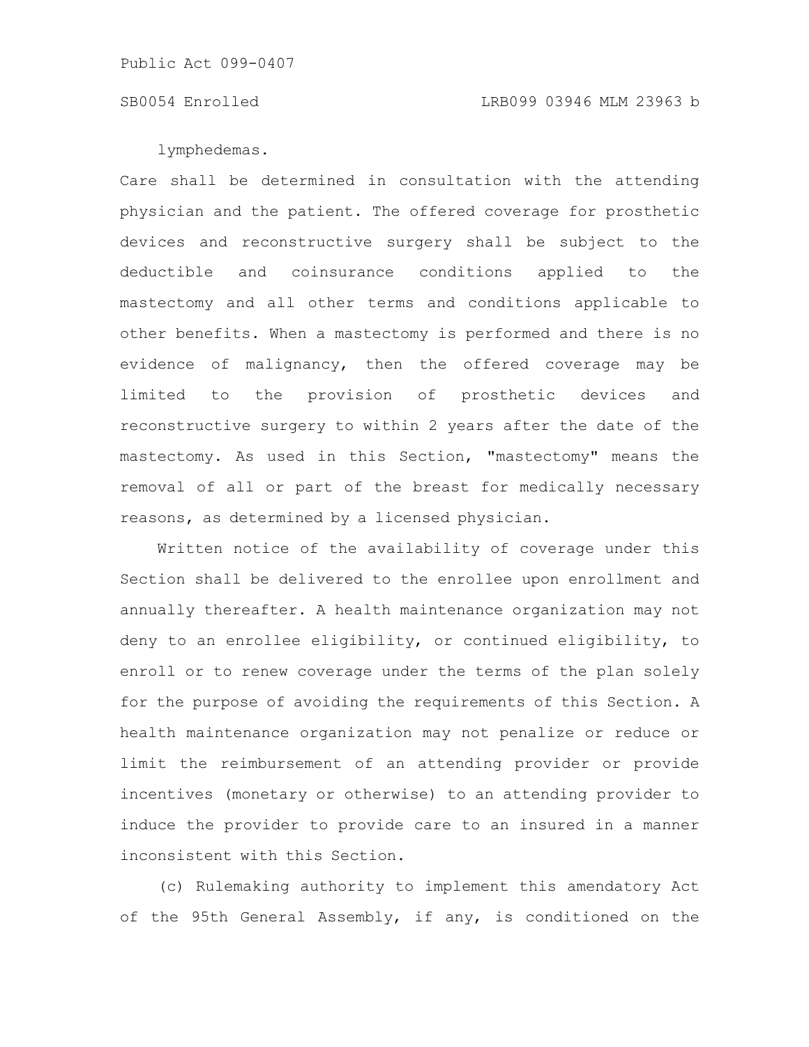lymphedemas.

Care shall be determined in consultation with the attending physician and the patient. The offered coverage for prosthetic devices and reconstructive surgery shall be subject to the deductible and coinsurance conditions applied to the mastectomy and all other terms and conditions applicable to other benefits. When a mastectomy is performed and there is no evidence of malignancy, then the offered coverage may be limited to the provision of prosthetic devices and reconstructive surgery to within 2 years after the date of the mastectomy. As used in this Section, "mastectomy" means the removal of all or part of the breast for medically necessary reasons, as determined by a licensed physician.

Written notice of the availability of coverage under this Section shall be delivered to the enrollee upon enrollment and annually thereafter. A health maintenance organization may not deny to an enrollee eligibility, or continued eligibility, to enroll or to renew coverage under the terms of the plan solely for the purpose of avoiding the requirements of this Section. A health maintenance organization may not penalize or reduce or limit the reimbursement of an attending provider or provide incentives (monetary or otherwise) to an attending provider to induce the provider to provide care to an insured in a manner inconsistent with this Section.

(c) Rulemaking authority to implement this amendatory Act of the 95th General Assembly, if any, is conditioned on the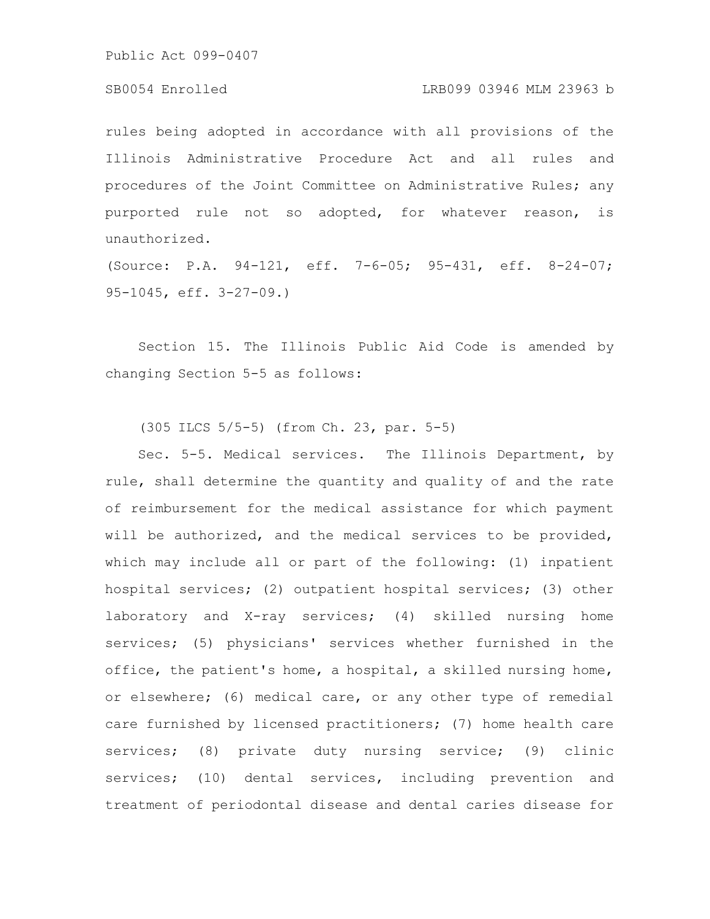rules being adopted in accordance with all provisions of the Illinois Administrative Procedure Act and all rules and procedures of the Joint Committee on Administrative Rules; any purported rule not so adopted, for whatever reason, is unauthorized.

(Source: P.A. 94-121, eff. 7-6-05; 95-431, eff. 8-24-07; 95-1045, eff. 3-27-09.)

Section 15. The Illinois Public Aid Code is amended by changing Section 5-5 as follows:

(305 ILCS 5/5-5) (from Ch. 23, par. 5-5)

Sec. 5-5. Medical services. The Illinois Department, by rule, shall determine the quantity and quality of and the rate of reimbursement for the medical assistance for which payment will be authorized, and the medical services to be provided, which may include all or part of the following: (1) inpatient hospital services; (2) outpatient hospital services; (3) other laboratory and X-ray services; (4) skilled nursing home services; (5) physicians' services whether furnished in the office, the patient's home, a hospital, a skilled nursing home, or elsewhere; (6) medical care, or any other type of remedial care furnished by licensed practitioners; (7) home health care services; (8) private duty nursing service; (9) clinic services; (10) dental services, including prevention and treatment of periodontal disease and dental caries disease for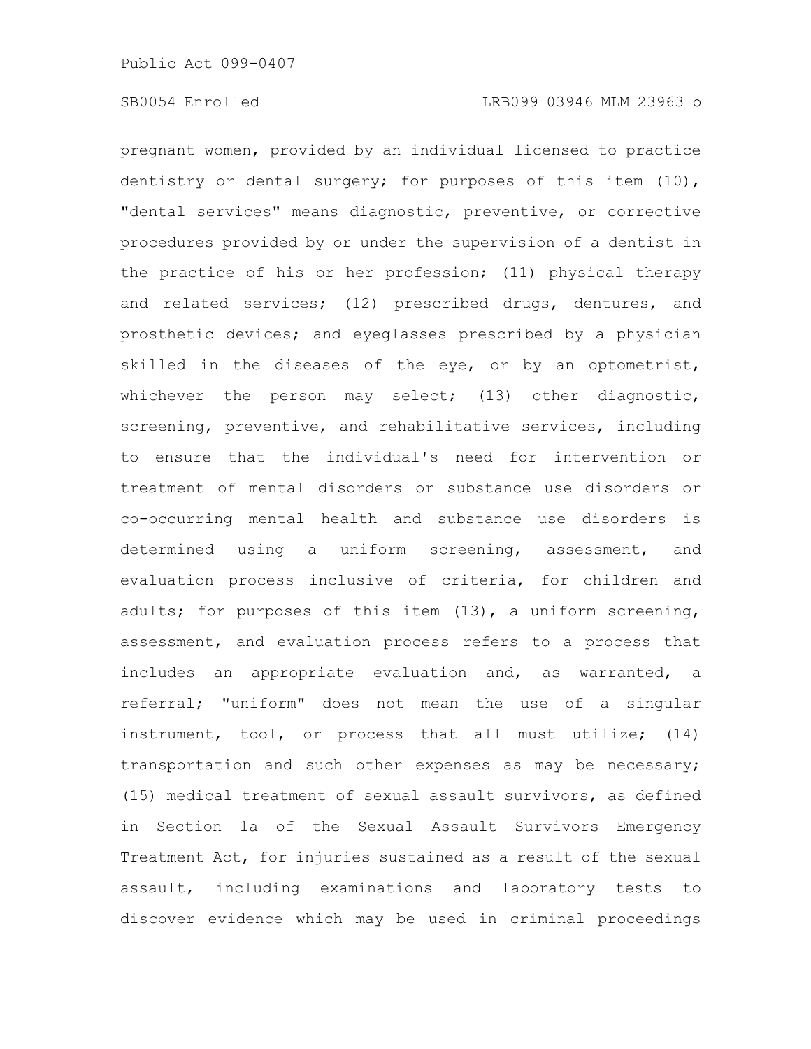pregnant women, provided by an individual licensed to practice dentistry or dental surgery; for purposes of this item (10), "dental services" means diagnostic, preventive, or corrective procedures provided by or under the supervision of a dentist in the practice of his or her profession; (11) physical therapy and related services; (12) prescribed drugs, dentures, and prosthetic devices; and eyeglasses prescribed by a physician skilled in the diseases of the eye, or by an optometrist, whichever the person may select; (13) other diagnostic, screening, preventive, and rehabilitative services, including to ensure that the individual's need for intervention or treatment of mental disorders or substance use disorders or co-occurring mental health and substance use disorders is determined using a uniform screening, assessment, and evaluation process inclusive of criteria, for children and adults; for purposes of this item (13), a uniform screening, assessment, and evaluation process refers to a process that includes an appropriate evaluation and, as warranted, a referral; "uniform" does not mean the use of a singular instrument, tool, or process that all must utilize; (14) transportation and such other expenses as may be necessary; (15) medical treatment of sexual assault survivors, as defined in Section 1a of the Sexual Assault Survivors Emergency Treatment Act, for injuries sustained as a result of the sexual assault, including examinations and laboratory tests to discover evidence which may be used in criminal proceedings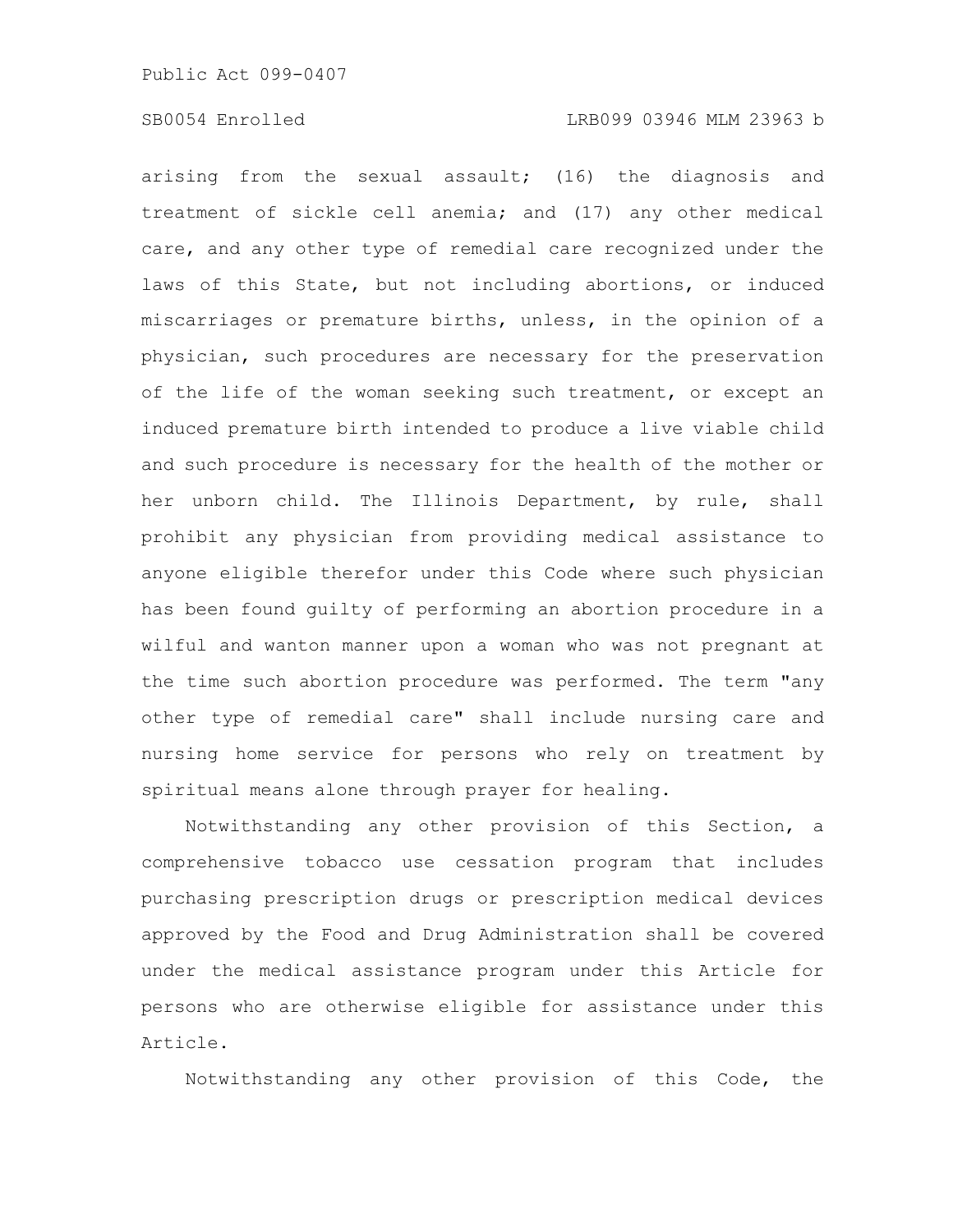arising from the sexual assault; (16) the diagnosis and treatment of sickle cell anemia; and (17) any other medical care, and any other type of remedial care recognized under the laws of this State, but not including abortions, or induced miscarriages or premature births, unless, in the opinion of a physician, such procedures are necessary for the preservation of the life of the woman seeking such treatment, or except an induced premature birth intended to produce a live viable child and such procedure is necessary for the health of the mother or her unborn child. The Illinois Department, by rule, shall prohibit any physician from providing medical assistance to anyone eligible therefor under this Code where such physician has been found guilty of performing an abortion procedure in a wilful and wanton manner upon a woman who was not pregnant at the time such abortion procedure was performed. The term "any other type of remedial care" shall include nursing care and nursing home service for persons who rely on treatment by spiritual means alone through prayer for healing.

Notwithstanding any other provision of this Section, a comprehensive tobacco use cessation program that includes purchasing prescription drugs or prescription medical devices approved by the Food and Drug Administration shall be covered under the medical assistance program under this Article for persons who are otherwise eligible for assistance under this Article.

Notwithstanding any other provision of this Code, the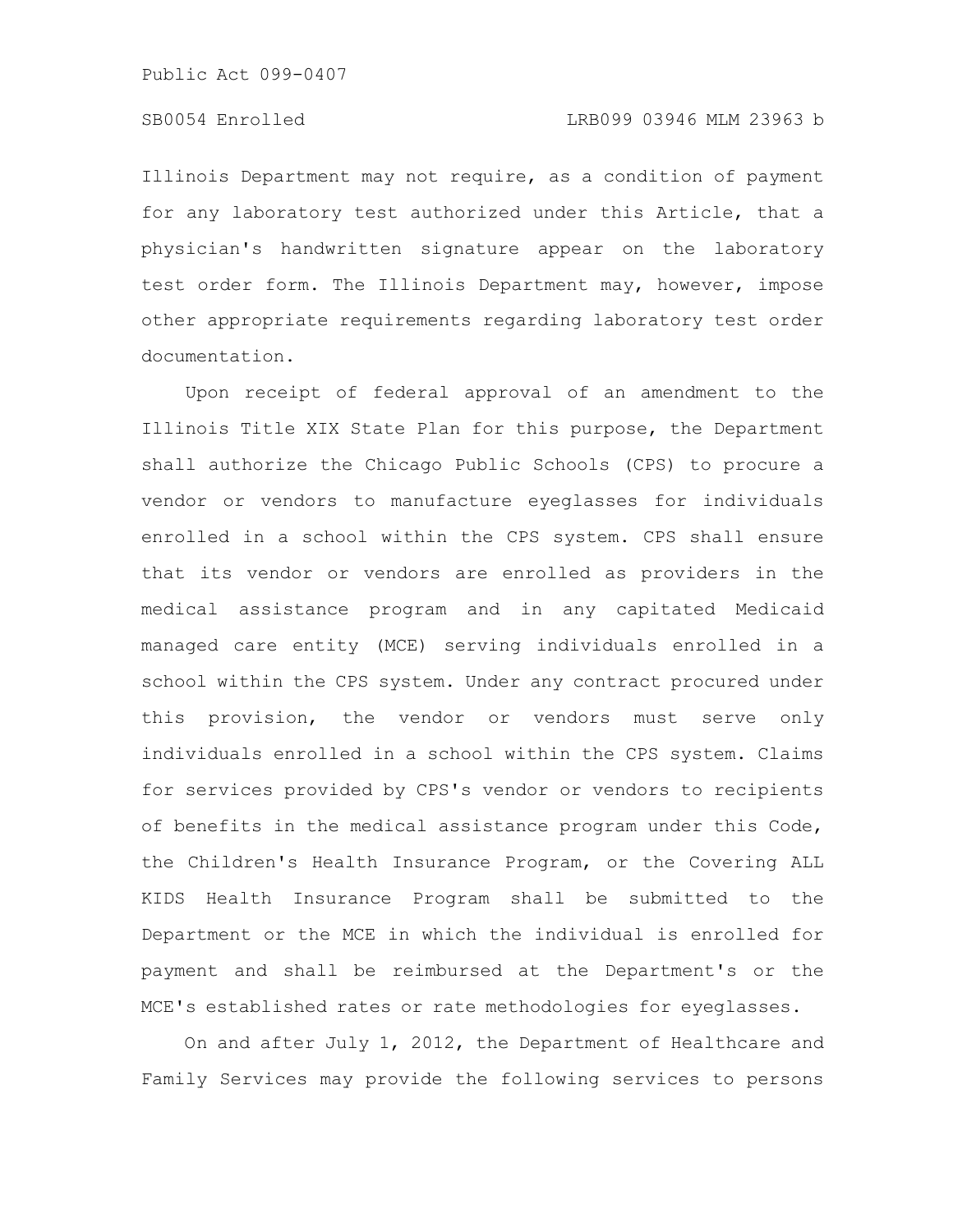Illinois Department may not require, as a condition of payment for any laboratory test authorized under this Article, that a physician's handwritten signature appear on the laboratory test order form. The Illinois Department may, however, impose other appropriate requirements regarding laboratory test order documentation.

Upon receipt of federal approval of an amendment to the Illinois Title XIX State Plan for this purpose, the Department shall authorize the Chicago Public Schools (CPS) to procure a vendor or vendors to manufacture eyeglasses for individuals enrolled in a school within the CPS system. CPS shall ensure that its vendor or vendors are enrolled as providers in the medical assistance program and in any capitated Medicaid managed care entity (MCE) serving individuals enrolled in a school within the CPS system. Under any contract procured under this provision, the vendor or vendors must serve only individuals enrolled in a school within the CPS system. Claims for services provided by CPS's vendor or vendors to recipients of benefits in the medical assistance program under this Code, the Children's Health Insurance Program, or the Covering ALL KIDS Health Insurance Program shall be submitted to the Department or the MCE in which the individual is enrolled for payment and shall be reimbursed at the Department's or the MCE's established rates or rate methodologies for eyeglasses.

On and after July 1, 2012, the Department of Healthcare and Family Services may provide the following services to persons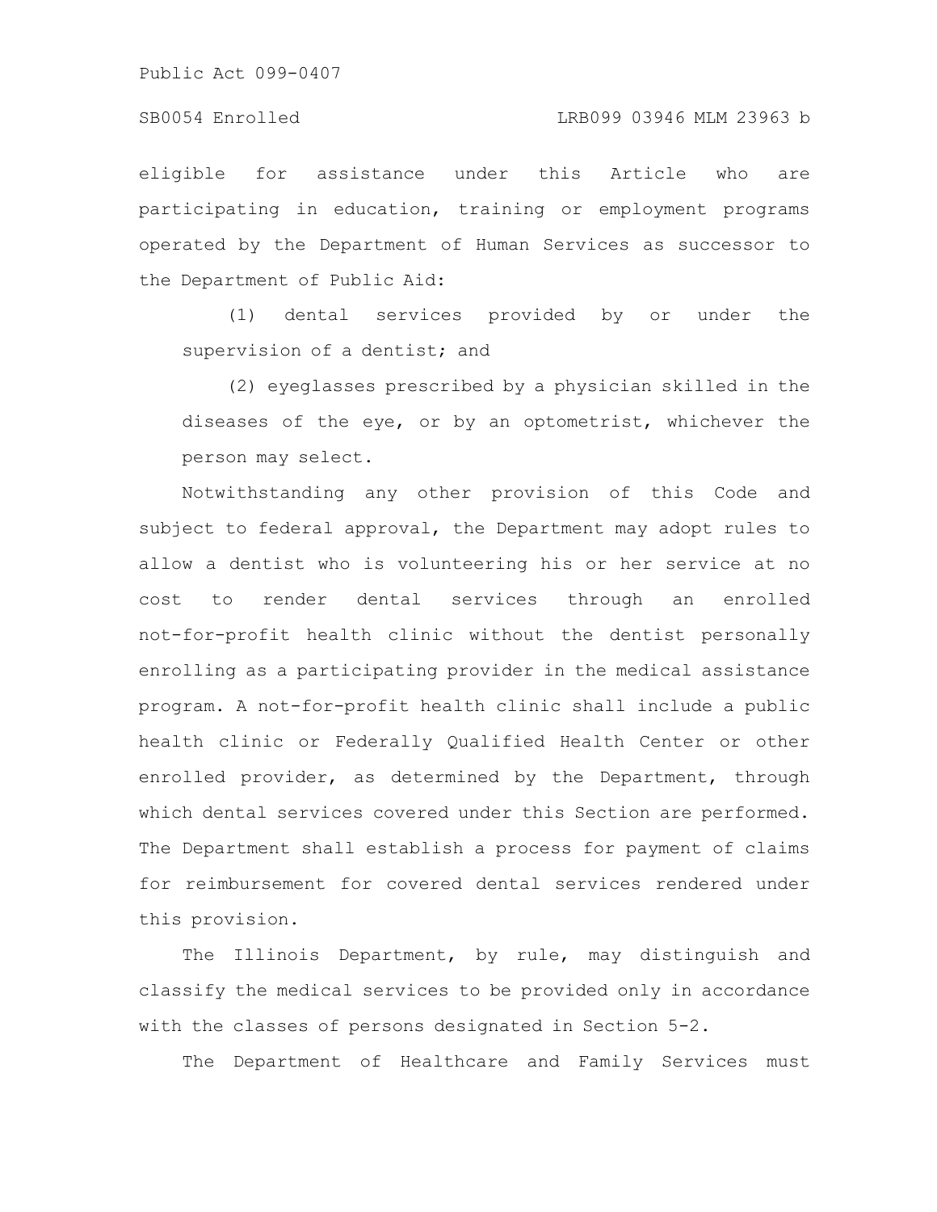eligible for assistance under this Article who are participating in education, training or employment programs operated by the Department of Human Services as successor to the Department of Public Aid:

(1) dental services provided by or under the supervision of a dentist; and

(2) eyeglasses prescribed by a physician skilled in the diseases of the eye, or by an optometrist, whichever the person may select.

Notwithstanding any other provision of this Code and subject to federal approval, the Department may adopt rules to allow a dentist who is volunteering his or her service at no cost to render dental services through an enrolled not-for-profit health clinic without the dentist personally enrolling as a participating provider in the medical assistance program. A not-for-profit health clinic shall include a public health clinic or Federally Qualified Health Center or other enrolled provider, as determined by the Department, through which dental services covered under this Section are performed. The Department shall establish a process for payment of claims for reimbursement for covered dental services rendered under this provision.

The Illinois Department, by rule, may distinguish and classify the medical services to be provided only in accordance with the classes of persons designated in Section 5-2.

The Department of Healthcare and Family Services must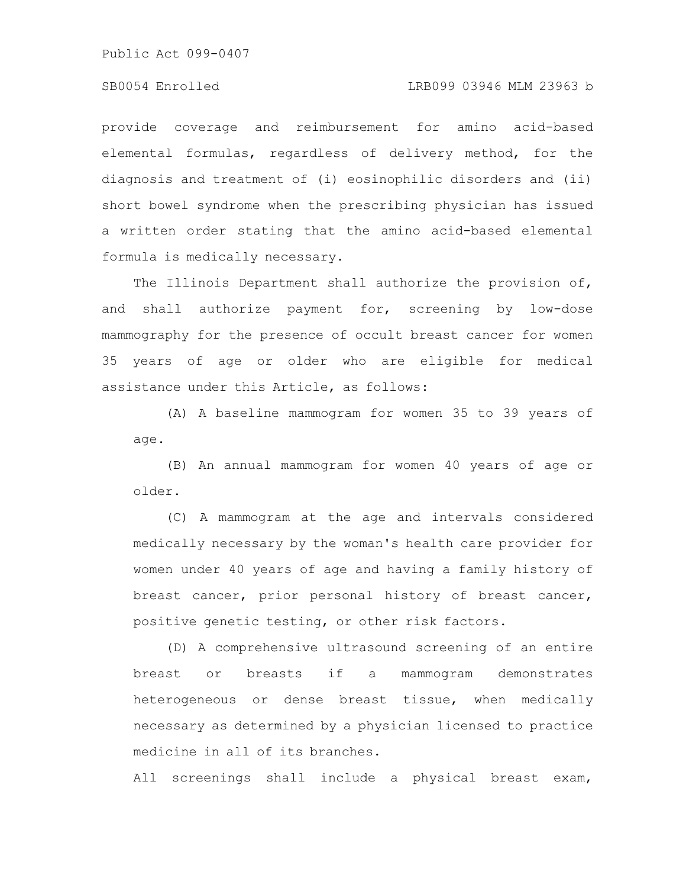provide coverage and reimbursement for amino acid-based elemental formulas, regardless of delivery method, for the diagnosis and treatment of (i) eosinophilic disorders and (ii) short bowel syndrome when the prescribing physician has issued a written order stating that the amino acid-based elemental formula is medically necessary.

The Illinois Department shall authorize the provision of, and shall authorize payment for, screening by low-dose mammography for the presence of occult breast cancer for women 35 years of age or older who are eligible for medical assistance under this Article, as follows:

(A) A baseline mammogram for women 35 to 39 years of age.

(B) An annual mammogram for women 40 years of age or older.

(C) A mammogram at the age and intervals considered medically necessary by the woman's health care provider for women under 40 years of age and having a family history of breast cancer, prior personal history of breast cancer, positive genetic testing, or other risk factors.

(D) A comprehensive ultrasound screening of an entire breast or breasts if a mammogram demonstrates heterogeneous or dense breast tissue, when medically necessary as determined by a physician licensed to practice medicine in all of its branches.

All screenings shall include a physical breast exam,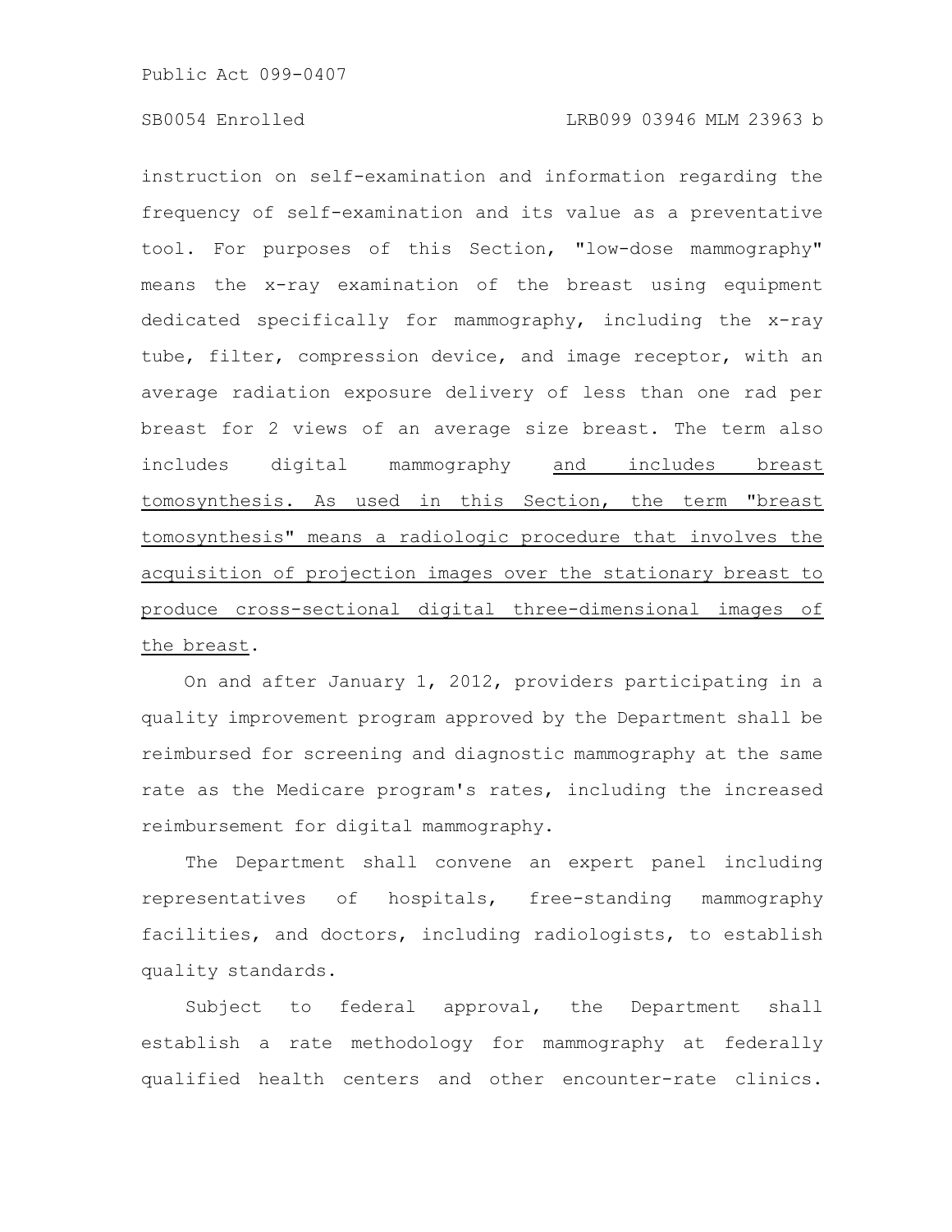instruction on self-examination and information regarding the frequency of self-examination and its value as a preventative tool. For purposes of this Section, "low-dose mammography" means the x-ray examination of the breast using equipment dedicated specifically for mammography, including the x-ray tube, filter, compression device, and image receptor, with an average radiation exposure delivery of less than one rad per breast for 2 views of an average size breast. The term also includes digital mammography <u>and includes breast tomosynthesis. As used in this Section, the term "breast tomosynthesis" means a radiologic procedure that involves the acquisition of projection images over the stationary breast to produce cross-sectional digital three-dimensional images of the breast</u>.

On and after January 1, 2012, providers participating in a quality improvement program approved by the Department shall be reimbursed for screening and diagnostic mammography at the same rate as the Medicare program's rates, including the increased reimbursement for digital mammography.

The Department shall convene an expert panel including representatives of hospitals, free-standing mammography facilities, and doctors, including radiologists, to establish quality standards.

Subject to federal approval, the Department shall establish a rate methodology for mammography at federally qualified health centers and other encounter-rate clinics.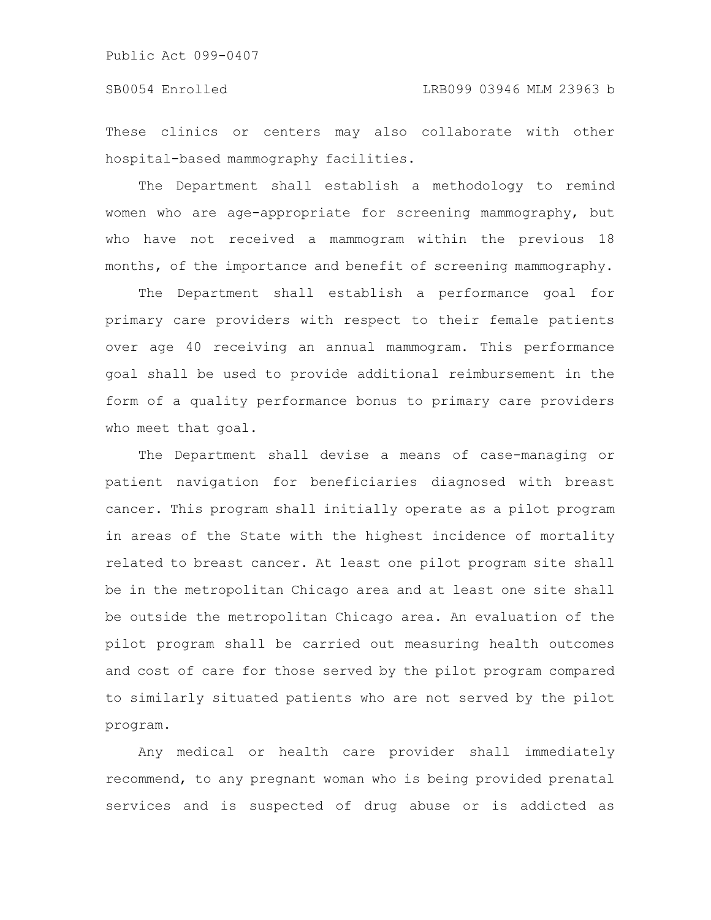These clinics or centers may also collaborate with other hospital-based mammography facilities.

The Department shall establish a methodology to remind women who are age-appropriate for screening mammography, but who have not received a mammogram within the previous 18 months, of the importance and benefit of screening mammography.

The Department shall establish a performance goal for primary care providers with respect to their female patients over age 40 receiving an annual mammogram. This performance goal shall be used to provide additional reimbursement in the form of a quality performance bonus to primary care providers who meet that goal.

The Department shall devise a means of case-managing or patient navigation for beneficiaries diagnosed with breast cancer. This program shall initially operate as a pilot program in areas of the State with the highest incidence of mortality related to breast cancer. At least one pilot program site shall be in the metropolitan Chicago area and at least one site shall be outside the metropolitan Chicago area. An evaluation of the pilot program shall be carried out measuring health outcomes and cost of care for those served by the pilot program compared to similarly situated patients who are not served by the pilot program.

Any medical or health care provider shall immediately recommend, to any pregnant woman who is being provided prenatal services and is suspected of drug abuse or is addicted as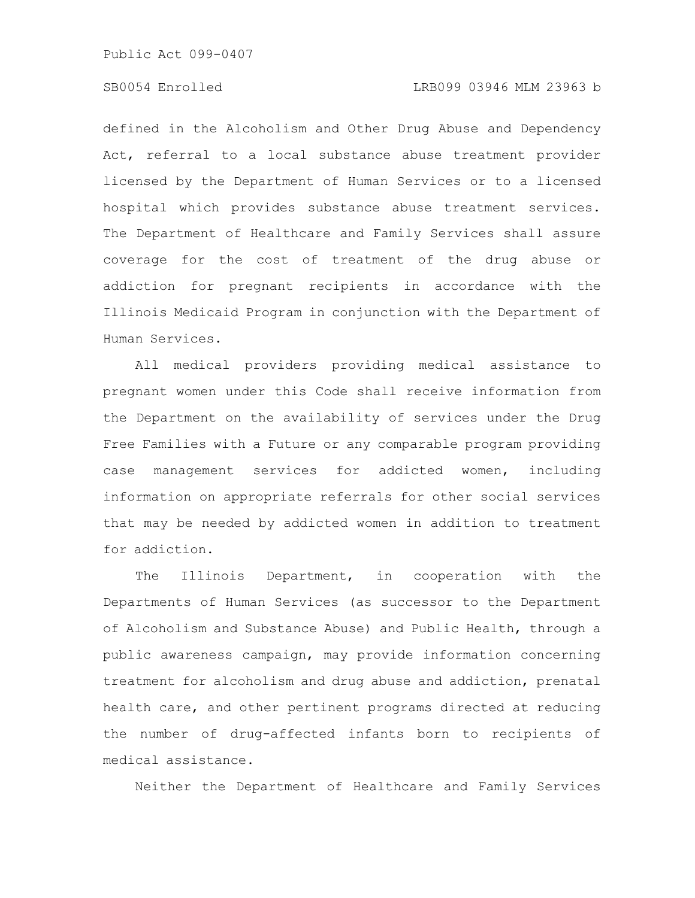defined in the Alcoholism and Other Drug Abuse and Dependency Act, referral to a local substance abuse treatment provider licensed by the Department of Human Services or to a licensed hospital which provides substance abuse treatment services. The Department of Healthcare and Family Services shall assure coverage for the cost of treatment of the drug abuse or addiction for pregnant recipients in accordance with the Illinois Medicaid Program in conjunction with the Department of Human Services.

All medical providers providing medical assistance to pregnant women under this Code shall receive information from the Department on the availability of services under the Drug Free Families with a Future or any comparable program providing case management services for addicted women, including information on appropriate referrals for other social services that may be needed by addicted women in addition to treatment for addiction.

The Illinois Department, in cooperation with the Departments of Human Services (as successor to the Department of Alcoholism and Substance Abuse) and Public Health, through a public awareness campaign, may provide information concerning treatment for alcoholism and drug abuse and addiction, prenatal health care, and other pertinent programs directed at reducing the number of drug-affected infants born to recipients of medical assistance.

Neither the Department of Healthcare and Family Services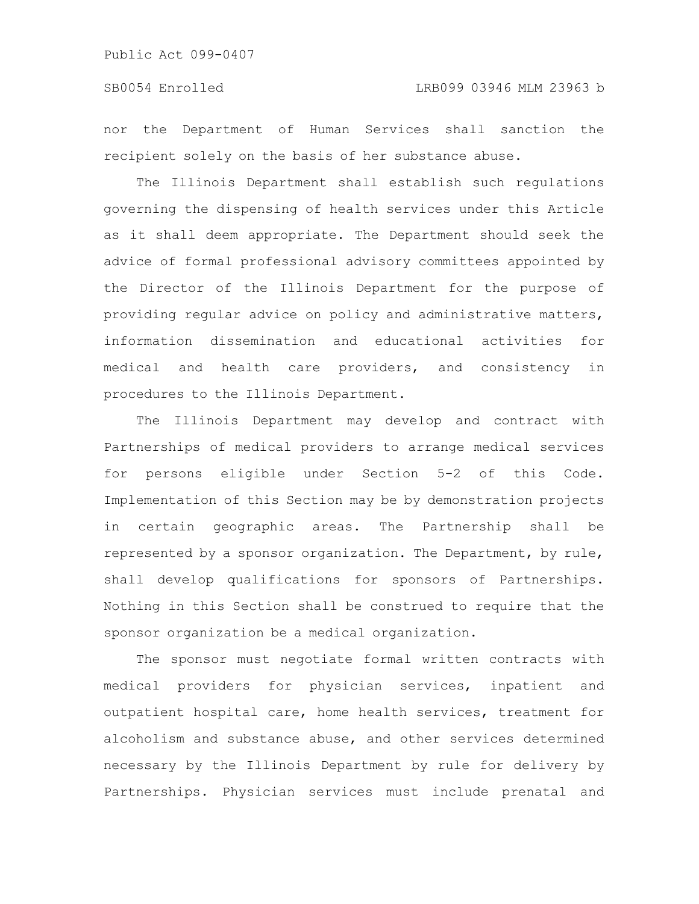nor the Department of Human Services shall sanction the recipient solely on the basis of her substance abuse.

The Illinois Department shall establish such regulations governing the dispensing of health services under this Article as it shall deem appropriate. The Department should seek the advice of formal professional advisory committees appointed by the Director of the Illinois Department for the purpose of providing regular advice on policy and administrative matters, information dissemination and educational activities for medical and health care providers, and consistency in procedures to the Illinois Department.

The Illinois Department may develop and contract with Partnerships of medical providers to arrange medical services for persons eligible under Section 5-2 of this Code. Implementation of this Section may be by demonstration projects in certain geographic areas. The Partnership shall be represented by a sponsor organization. The Department, by rule, shall develop qualifications for sponsors of Partnerships. Nothing in this Section shall be construed to require that the sponsor organization be a medical organization.

The sponsor must negotiate formal written contracts with medical providers for physician services, inpatient and outpatient hospital care, home health services, treatment for alcoholism and substance abuse, and other services determined necessary by the Illinois Department by rule for delivery by Partnerships. Physician services must include prenatal and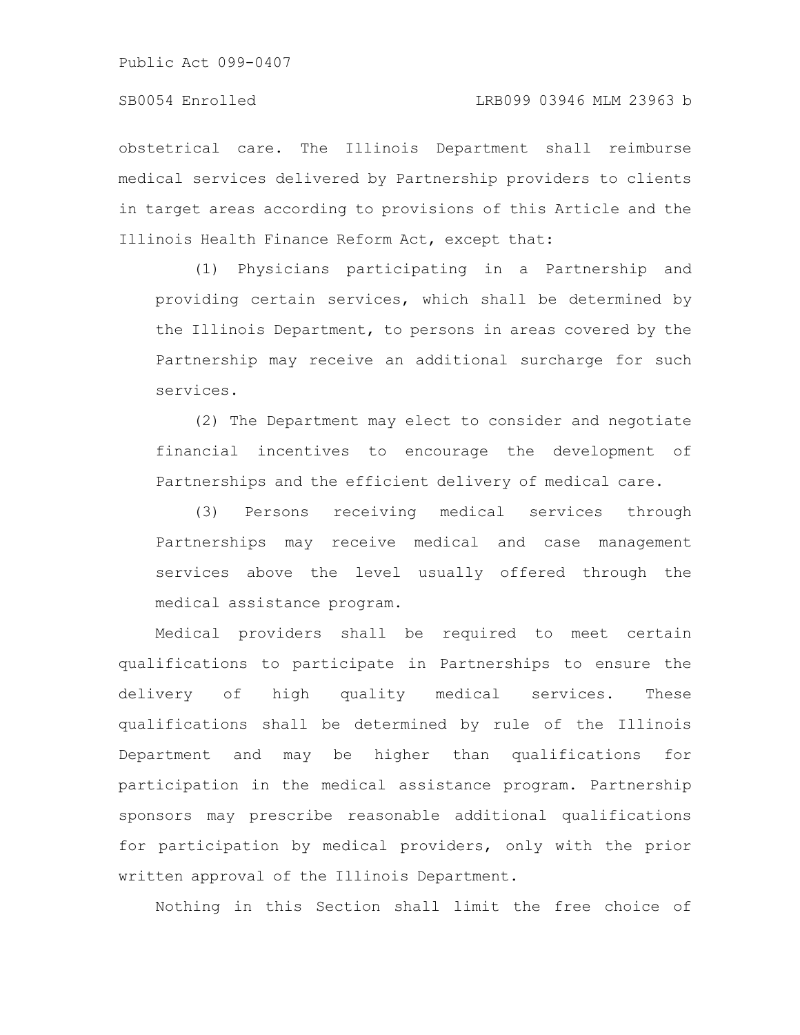obstetrical care. The Illinois Department shall reimburse medical services delivered by Partnership providers to clients in target areas according to provisions of this Article and the Illinois Health Finance Reform Act, except that:

(1) Physicians participating in a Partnership and providing certain services, which shall be determined by the Illinois Department, to persons in areas covered by the Partnership may receive an additional surcharge for such services.

(2) The Department may elect to consider and negotiate financial incentives to encourage the development of Partnerships and the efficient delivery of medical care.

(3) Persons receiving medical services through Partnerships may receive medical and case management services above the level usually offered through the medical assistance program.

Medical providers shall be required to meet certain qualifications to participate in Partnerships to ensure the delivery of high quality medical services. These qualifications shall be determined by rule of the Illinois Department and may be higher than qualifications for participation in the medical assistance program. Partnership sponsors may prescribe reasonable additional qualifications for participation by medical providers, only with the prior written approval of the Illinois Department.

Nothing in this Section shall limit the free choice of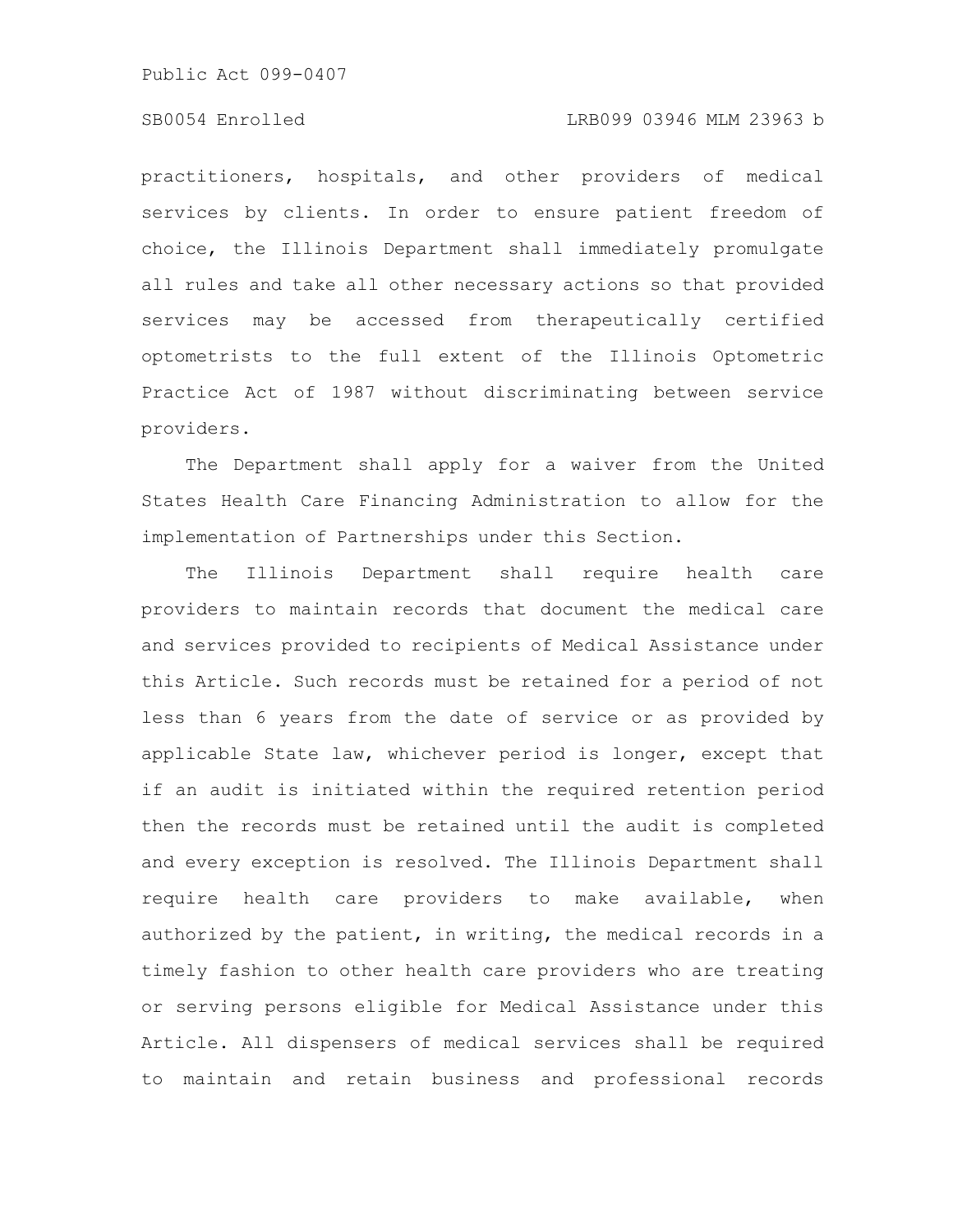practitioners, hospitals, and other providers of medical services by clients. In order to ensure patient freedom of choice, the Illinois Department shall immediately promulgate all rules and take all other necessary actions so that provided services may be accessed from therapeutically certified optometrists to the full extent of the Illinois Optometric Practice Act of 1987 without discriminating between service providers.

The Department shall apply for a waiver from the United States Health Care Financing Administration to allow for the implementation of Partnerships under this Section.

The Illinois Department shall require health care providers to maintain records that document the medical care and services provided to recipients of Medical Assistance under this Article. Such records must be retained for a period of not less than 6 years from the date of service or as provided by applicable State law, whichever period is longer, except that if an audit is initiated within the required retention period then the records must be retained until the audit is completed and every exception is resolved. The Illinois Department shall require health care providers to make available, when authorized by the patient, in writing, the medical records in a timely fashion to other health care providers who are treating or serving persons eligible for Medical Assistance under this Article. All dispensers of medical services shall be required to maintain and retain business and professional records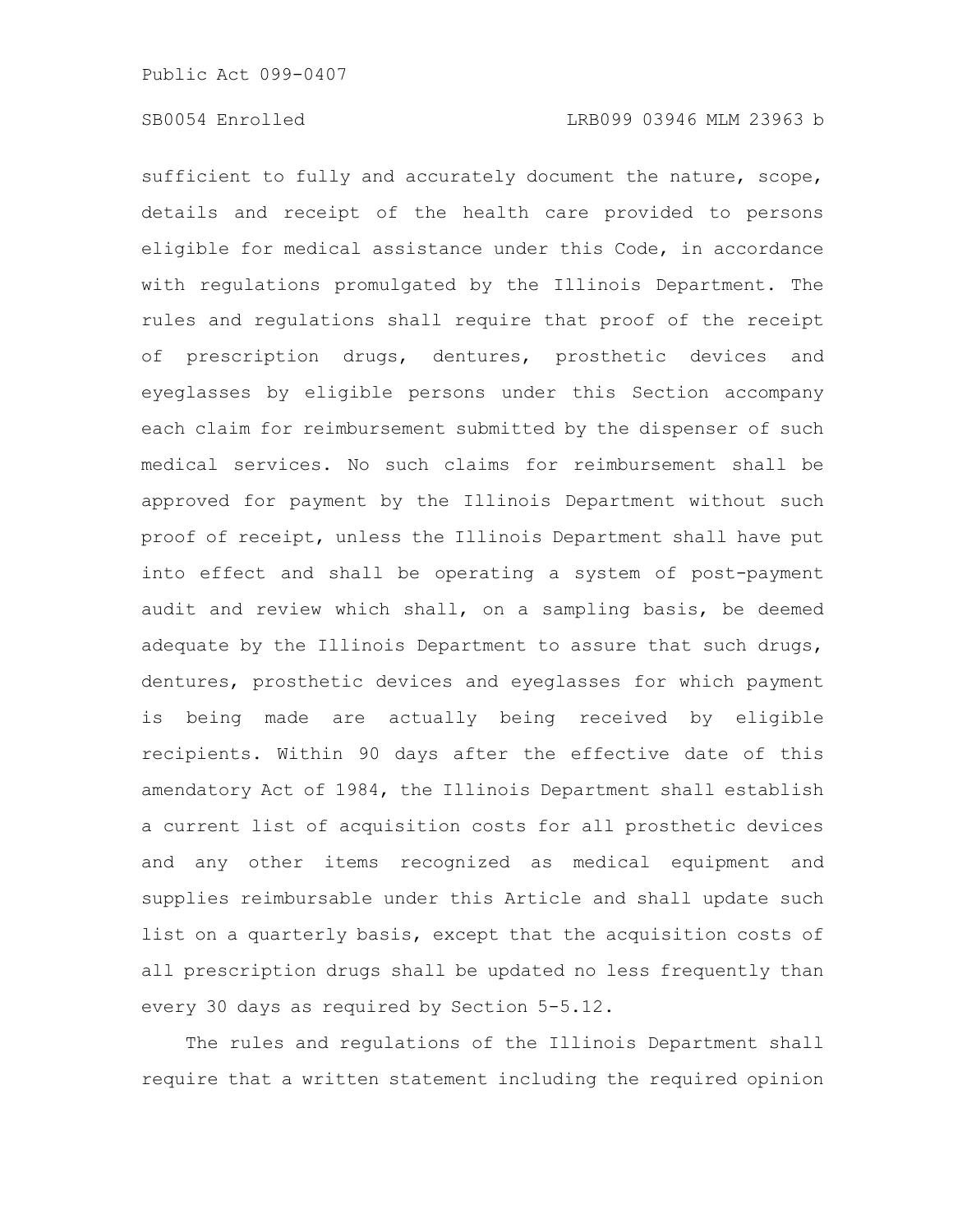sufficient to fully and accurately document the nature, scope, details and receipt of the health care provided to persons eligible for medical assistance under this Code, in accordance with regulations promulgated by the Illinois Department. The rules and regulations shall require that proof of the receipt of prescription drugs, dentures, prosthetic devices and eyeglasses by eligible persons under this Section accompany each claim for reimbursement submitted by the dispenser of such medical services. No such claims for reimbursement shall be approved for payment by the Illinois Department without such proof of receipt, unless the Illinois Department shall have put into effect and shall be operating a system of post-payment audit and review which shall, on a sampling basis, be deemed adequate by the Illinois Department to assure that such drugs, dentures, prosthetic devices and eyeglasses for which payment is being made are actually being received by eligible recipients. Within 90 days after the effective date of this amendatory Act of 1984, the Illinois Department shall establish a current list of acquisition costs for all prosthetic devices and any other items recognized as medical equipment and supplies reimbursable under this Article and shall update such list on a quarterly basis, except that the acquisition costs of all prescription drugs shall be updated no less frequently than every 30 days as required by Section 5-5.12.

The rules and regulations of the Illinois Department shall require that a written statement including the required opinion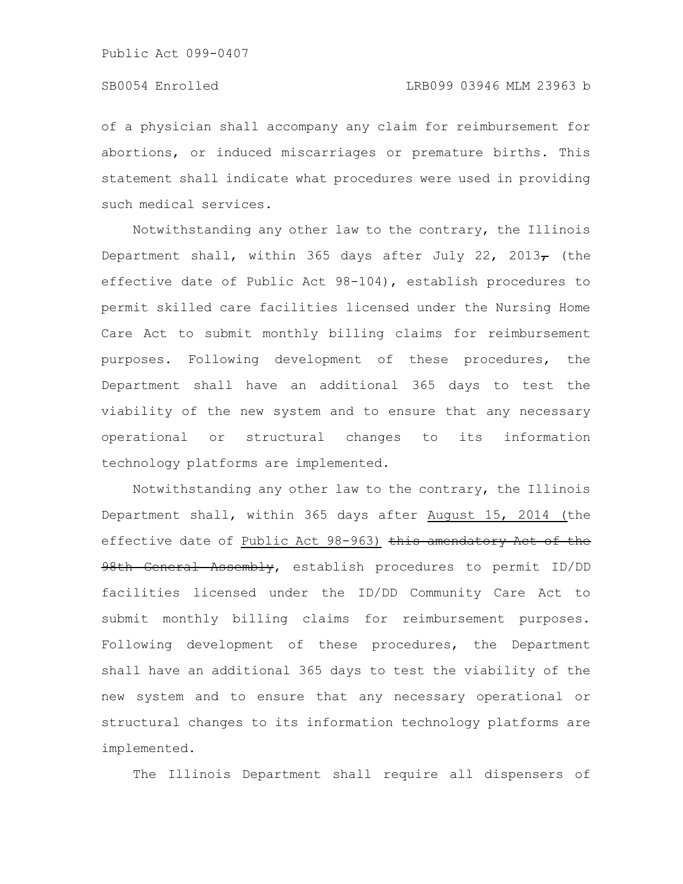of a physician shall accompany any claim for reimbursement for abortions, or induced miscarriages or premature births. This statement shall indicate what procedures were used in providing such medical services.

Notwithstanding any other law to the contrary, the Illinois Department shall, within 365 days after July 22, 2013~~,~~ (the effective date of Public Act 98-104), establish procedures to permit skilled care facilities licensed under the Nursing Home Care Act to submit monthly billing claims for reimbursement purposes. Following development of these procedures, the Department shall have an additional 365 days to test the viability of the new system and to ensure that any necessary operational or structural changes to its information technology platforms are implemented.

Notwithstanding any other law to the contrary, the Illinois Department shall, within 365 days after <u>August 15, 2014 (</u>the effective date of <u>Public Act 98-963)</u> ~~this amendatory Act of the 98th General Assembly~~, establish procedures to permit ID/DD facilities licensed under the ID/DD Community Care Act to submit monthly billing claims for reimbursement purposes. Following development of these procedures, the Department shall have an additional 365 days to test the viability of the new system and to ensure that any necessary operational or structural changes to its information technology platforms are implemented.

The Illinois Department shall require all dispensers of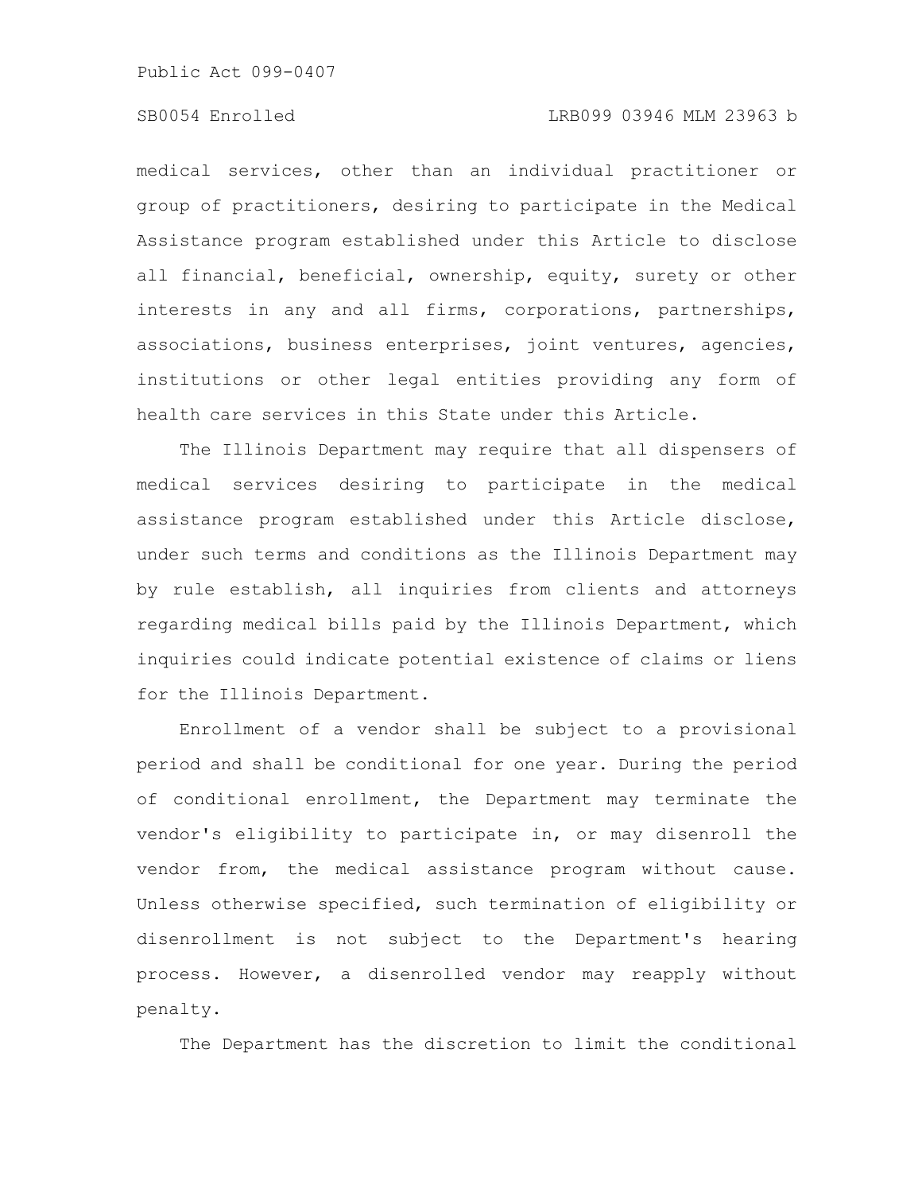medical services, other than an individual practitioner or group of practitioners, desiring to participate in the Medical Assistance program established under this Article to disclose all financial, beneficial, ownership, equity, surety or other interests in any and all firms, corporations, partnerships, associations, business enterprises, joint ventures, agencies, institutions or other legal entities providing any form of health care services in this State under this Article.

The Illinois Department may require that all dispensers of medical services desiring to participate in the medical assistance program established under this Article disclose, under such terms and conditions as the Illinois Department may by rule establish, all inquiries from clients and attorneys regarding medical bills paid by the Illinois Department, which inquiries could indicate potential existence of claims or liens for the Illinois Department.

Enrollment of a vendor shall be subject to a provisional period and shall be conditional for one year. During the period of conditional enrollment, the Department may terminate the vendor's eligibility to participate in, or may disenroll the vendor from, the medical assistance program without cause. Unless otherwise specified, such termination of eligibility or disenrollment is not subject to the Department's hearing process. However, a disenrolled vendor may reapply without penalty.

The Department has the discretion to limit the conditional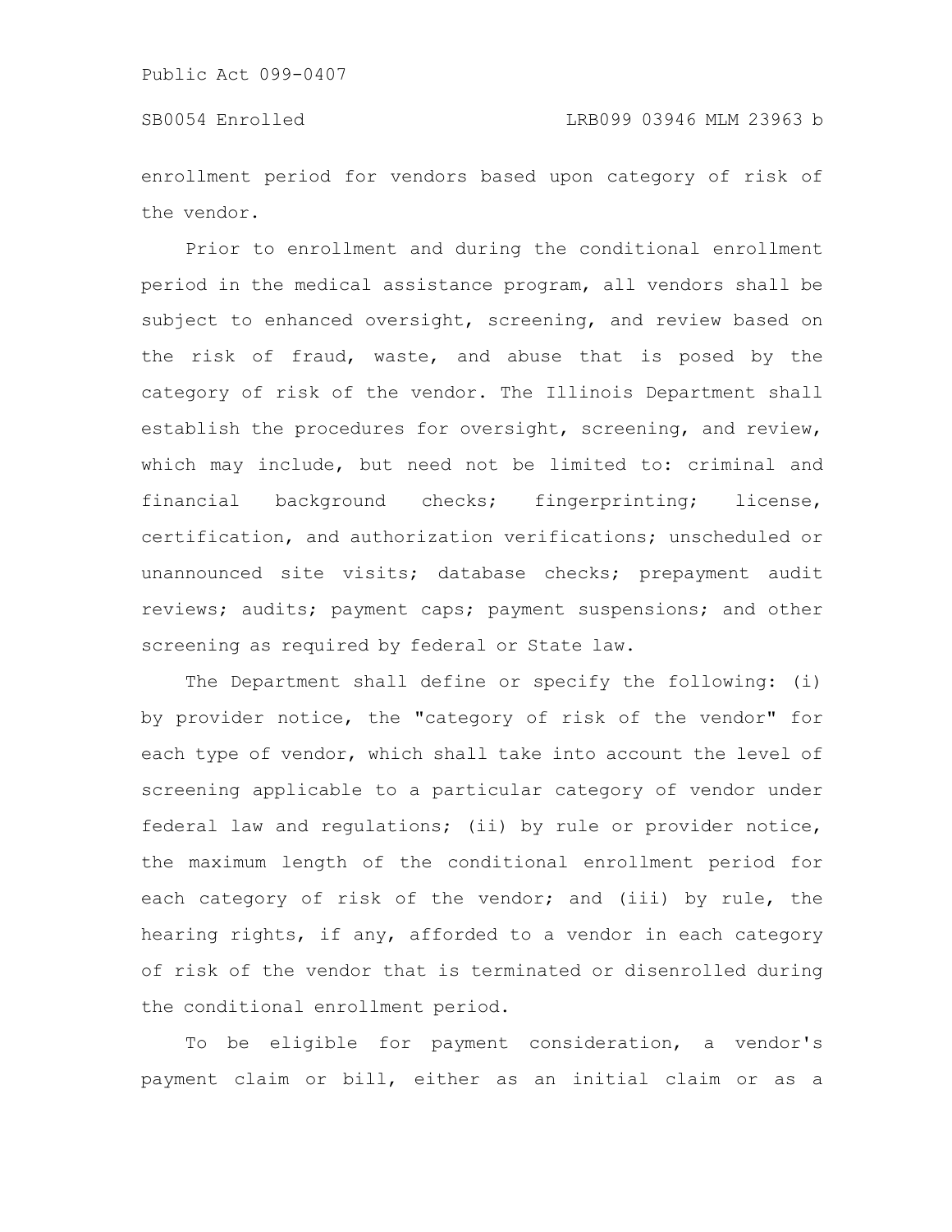enrollment period for vendors based upon category of risk of the vendor.

Prior to enrollment and during the conditional enrollment period in the medical assistance program, all vendors shall be subject to enhanced oversight, screening, and review based on the risk of fraud, waste, and abuse that is posed by the category of risk of the vendor. The Illinois Department shall establish the procedures for oversight, screening, and review, which may include, but need not be limited to: criminal and financial background checks; fingerprinting; license, certification, and authorization verifications; unscheduled or unannounced site visits; database checks; prepayment audit reviews; audits; payment caps; payment suspensions; and other screening as required by federal or State law.

The Department shall define or specify the following: (i) by provider notice, the "category of risk of the vendor" for each type of vendor, which shall take into account the level of screening applicable to a particular category of vendor under federal law and regulations; (ii) by rule or provider notice, the maximum length of the conditional enrollment period for each category of risk of the vendor; and (iii) by rule, the hearing rights, if any, afforded to a vendor in each category of risk of the vendor that is terminated or disenrolled during the conditional enrollment period.

To be eligible for payment consideration, a vendor's payment claim or bill, either as an initial claim or as a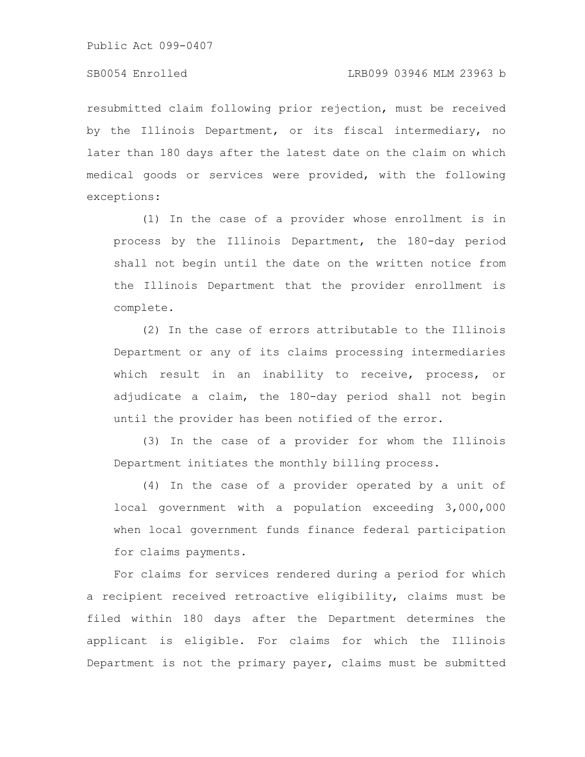resubmitted claim following prior rejection, must be received by the Illinois Department, or its fiscal intermediary, no later than 180 days after the latest date on the claim on which medical goods or services were provided, with the following exceptions:

(1) In the case of a provider whose enrollment is in process by the Illinois Department, the 180-day period shall not begin until the date on the written notice from the Illinois Department that the provider enrollment is complete.

(2) In the case of errors attributable to the Illinois Department or any of its claims processing intermediaries which result in an inability to receive, process, or adjudicate a claim, the 180-day period shall not begin until the provider has been notified of the error.

(3) In the case of a provider for whom the Illinois Department initiates the monthly billing process.

(4) In the case of a provider operated by a unit of local government with a population exceeding 3,000,000 when local government funds finance federal participation for claims payments.

For claims for services rendered during a period for which a recipient received retroactive eligibility, claims must be filed within 180 days after the Department determines the applicant is eligible. For claims for which the Illinois Department is not the primary payer, claims must be submitted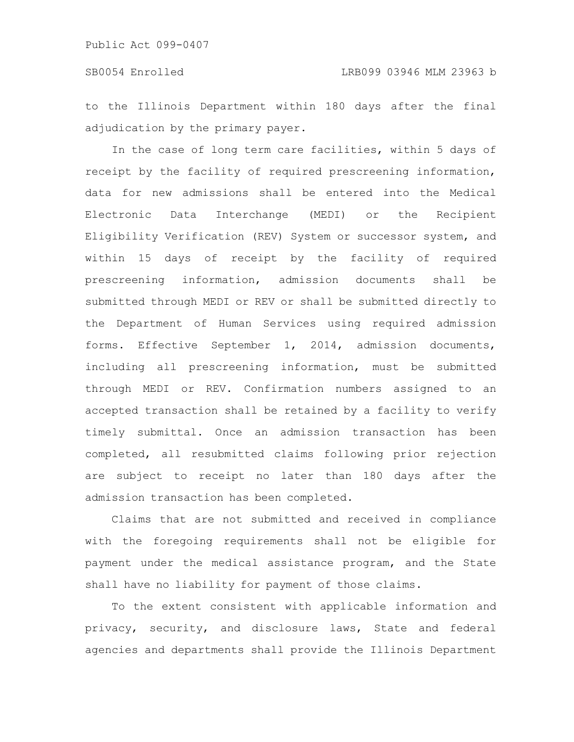to the Illinois Department within 180 days after the final adjudication by the primary payer.

In the case of long term care facilities, within 5 days of receipt by the facility of required prescreening information, data for new admissions shall be entered into the Medical Electronic Data Interchange (MEDI) or the Recipient Eligibility Verification (REV) System or successor system, and within 15 days of receipt by the facility of required prescreening information, admission documents shall be submitted through MEDI or REV or shall be submitted directly to the Department of Human Services using required admission forms. Effective September 1, 2014, admission documents, including all prescreening information, must be submitted through MEDI or REV. Confirmation numbers assigned to an accepted transaction shall be retained by a facility to verify timely submittal. Once an admission transaction has been completed, all resubmitted claims following prior rejection are subject to receipt no later than 180 days after the admission transaction has been completed.

Claims that are not submitted and received in compliance with the foregoing requirements shall not be eligible for payment under the medical assistance program, and the State shall have no liability for payment of those claims.

To the extent consistent with applicable information and privacy, security, and disclosure laws, State and federal agencies and departments shall provide the Illinois Department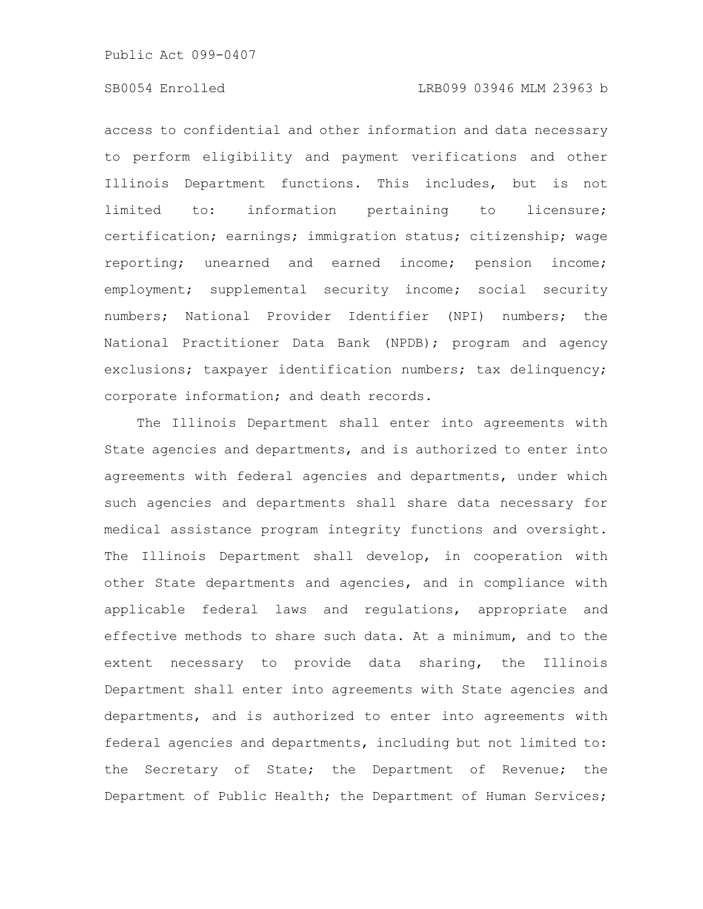access to confidential and other information and data necessary to perform eligibility and payment verifications and other Illinois Department functions. This includes, but is not limited to: information pertaining to licensure; certification; earnings; immigration status; citizenship; wage reporting; unearned and earned income; pension income; employment; supplemental security income; social security numbers; National Provider Identifier (NPI) numbers; the National Practitioner Data Bank (NPDB); program and agency exclusions; taxpayer identification numbers; tax delinquency; corporate information; and death records.

The Illinois Department shall enter into agreements with State agencies and departments, and is authorized to enter into agreements with federal agencies and departments, under which such agencies and departments shall share data necessary for medical assistance program integrity functions and oversight. The Illinois Department shall develop, in cooperation with other State departments and agencies, and in compliance with applicable federal laws and regulations, appropriate and effective methods to share such data. At a minimum, and to the extent necessary to provide data sharing, the Illinois Department shall enter into agreements with State agencies and departments, and is authorized to enter into agreements with federal agencies and departments, including but not limited to: the Secretary of State; the Department of Revenue; the Department of Public Health; the Department of Human Services;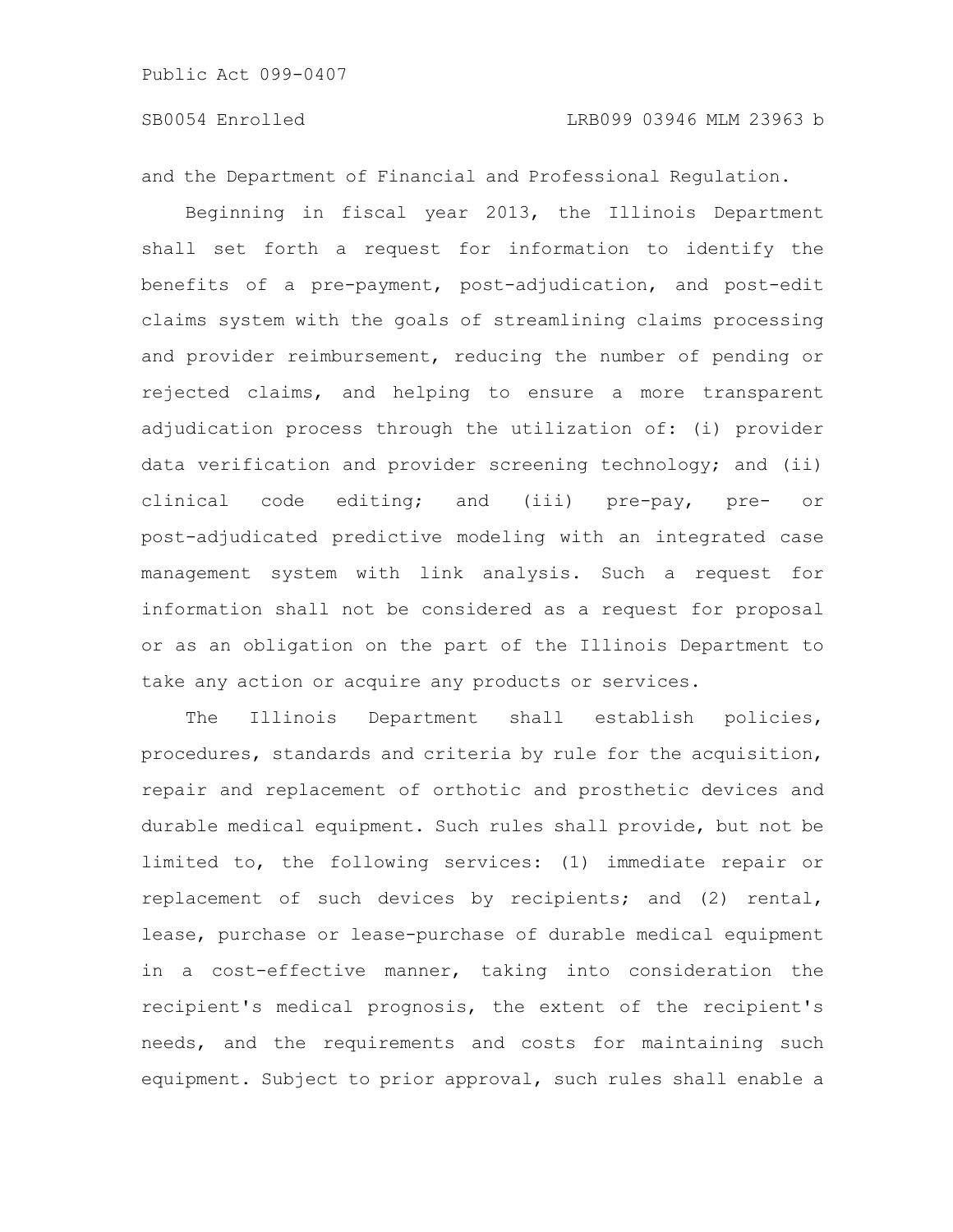and the Department of Financial and Professional Regulation.

Beginning in fiscal year 2013, the Illinois Department shall set forth a request for information to identify the benefits of a pre-payment, post-adjudication, and post-edit claims system with the goals of streamlining claims processing and provider reimbursement, reducing the number of pending or rejected claims, and helping to ensure a more transparent adjudication process through the utilization of: (i) provider data verification and provider screening technology; and (ii) clinical code editing; and (iii) pre-pay, pre- or post-adjudicated predictive modeling with an integrated case management system with link analysis. Such a request for information shall not be considered as a request for proposal or as an obligation on the part of the Illinois Department to take any action or acquire any products or services.

The Illinois Department shall establish policies, procedures, standards and criteria by rule for the acquisition, repair and replacement of orthotic and prosthetic devices and durable medical equipment. Such rules shall provide, but not be limited to, the following services: (1) immediate repair or replacement of such devices by recipients; and (2) rental, lease, purchase or lease-purchase of durable medical equipment in a cost-effective manner, taking into consideration the recipient's medical prognosis, the extent of the recipient's needs, and the requirements and costs for maintaining such equipment. Subject to prior approval, such rules shall enable a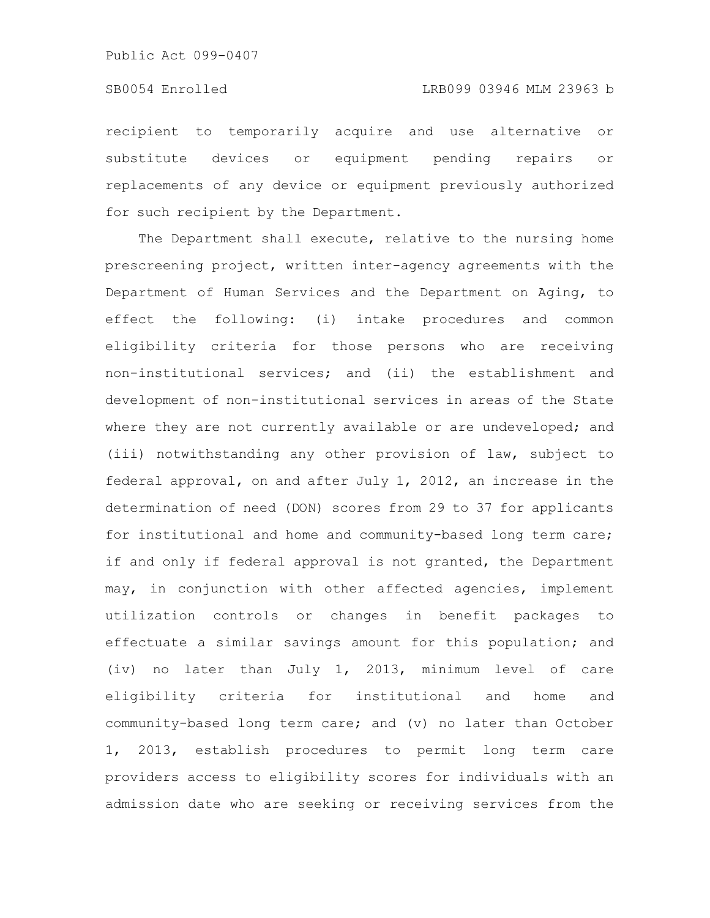recipient to temporarily acquire and use alternative or substitute devices or equipment pending repairs or replacements of any device or equipment previously authorized for such recipient by the Department.

The Department shall execute, relative to the nursing home prescreening project, written inter-agency agreements with the Department of Human Services and the Department on Aging, to effect the following: (i) intake procedures and common eligibility criteria for those persons who are receiving non-institutional services; and (ii) the establishment and development of non-institutional services in areas of the State where they are not currently available or are undeveloped; and (iii) notwithstanding any other provision of law, subject to federal approval, on and after July 1, 2012, an increase in the determination of need (DON) scores from 29 to 37 for applicants for institutional and home and community-based long term care; if and only if federal approval is not granted, the Department may, in conjunction with other affected agencies, implement utilization controls or changes in benefit packages to effectuate a similar savings amount for this population; and (iv) no later than July 1, 2013, minimum level of care eligibility criteria for institutional and home and community-based long term care; and (v) no later than October 1, 2013, establish procedures to permit long term care providers access to eligibility scores for individuals with an admission date who are seeking or receiving services from the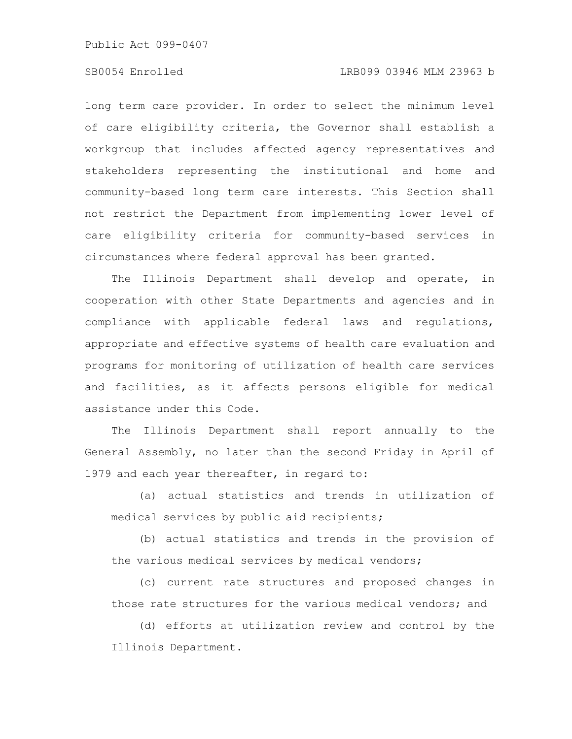long term care provider. In order to select the minimum level of care eligibility criteria, the Governor shall establish a workgroup that includes affected agency representatives and stakeholders representing the institutional and home and community-based long term care interests. This Section shall not restrict the Department from implementing lower level of care eligibility criteria for community-based services in circumstances where federal approval has been granted.

The Illinois Department shall develop and operate, in cooperation with other State Departments and agencies and in compliance with applicable federal laws and regulations, appropriate and effective systems of health care evaluation and programs for monitoring of utilization of health care services and facilities, as it affects persons eligible for medical assistance under this Code.

The Illinois Department shall report annually to the General Assembly, no later than the second Friday in April of 1979 and each year thereafter, in regard to:

(a) actual statistics and trends in utilization of medical services by public aid recipients;

(b) actual statistics and trends in the provision of the various medical services by medical vendors;

(c) current rate structures and proposed changes in those rate structures for the various medical vendors; and

(d) efforts at utilization review and control by the Illinois Department.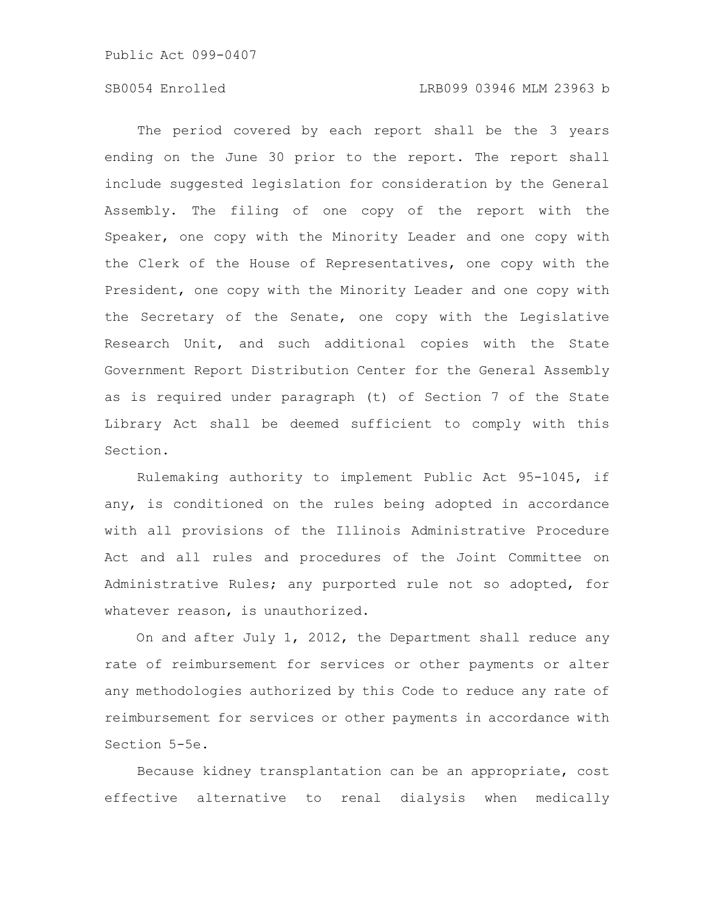The period covered by each report shall be the 3 years ending on the June 30 prior to the report. The report shall include suggested legislation for consideration by the General Assembly. The filing of one copy of the report with the Speaker, one copy with the Minority Leader and one copy with the Clerk of the House of Representatives, one copy with the President, one copy with the Minority Leader and one copy with the Secretary of the Senate, one copy with the Legislative Research Unit, and such additional copies with the State Government Report Distribution Center for the General Assembly as is required under paragraph (t) of Section 7 of the State Library Act shall be deemed sufficient to comply with this Section.

Rulemaking authority to implement Public Act 95-1045, if any, is conditioned on the rules being adopted in accordance with all provisions of the Illinois Administrative Procedure Act and all rules and procedures of the Joint Committee on Administrative Rules; any purported rule not so adopted, for whatever reason, is unauthorized.

On and after July 1, 2012, the Department shall reduce any rate of reimbursement for services or other payments or alter any methodologies authorized by this Code to reduce any rate of reimbursement for services or other payments in accordance with Section 5-5e.

Because kidney transplantation can be an appropriate, cost effective alternative to renal dialysis when medically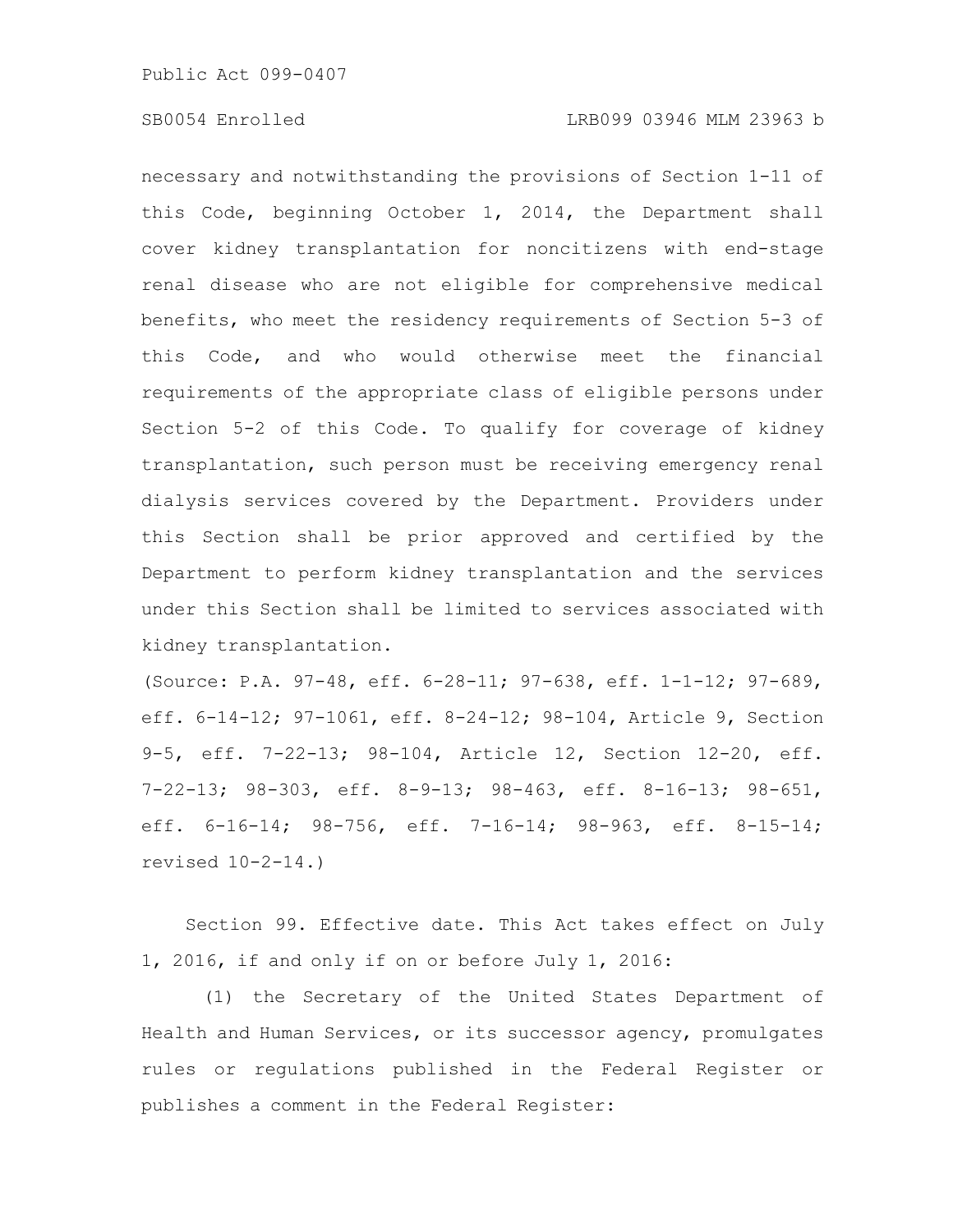necessary and notwithstanding the provisions of Section 1-11 of this Code, beginning October 1, 2014, the Department shall cover kidney transplantation for noncitizens with end-stage renal disease who are not eligible for comprehensive medical benefits, who meet the residency requirements of Section 5-3 of this Code, and who would otherwise meet the financial requirements of the appropriate class of eligible persons under Section 5-2 of this Code. To qualify for coverage of kidney transplantation, such person must be receiving emergency renal dialysis services covered by the Department. Providers under this Section shall be prior approved and certified by the Department to perform kidney transplantation and the services under this Section shall be limited to services associated with kidney transplantation.

(Source: P.A. 97-48, eff. 6-28-11; 97-638, eff. 1-1-12; 97-689, eff. 6-14-12; 97-1061, eff. 8-24-12; 98-104, Article 9, Section 9-5, eff. 7-22-13; 98-104, Article 12, Section 12-20, eff. 7-22-13; 98-303, eff. 8-9-13; 98-463, eff. 8-16-13; 98-651, eff. 6-16-14; 98-756, eff. 7-16-14; 98-963, eff. 8-15-14; revised 10-2-14.)

Section 99. Effective date. This Act takes effect on July 1, 2016, if and only if on or before July 1, 2016:

(1) the Secretary of the United States Department of Health and Human Services, or its successor agency, promulgates rules or regulations published in the Federal Register or publishes a comment in the Federal Register: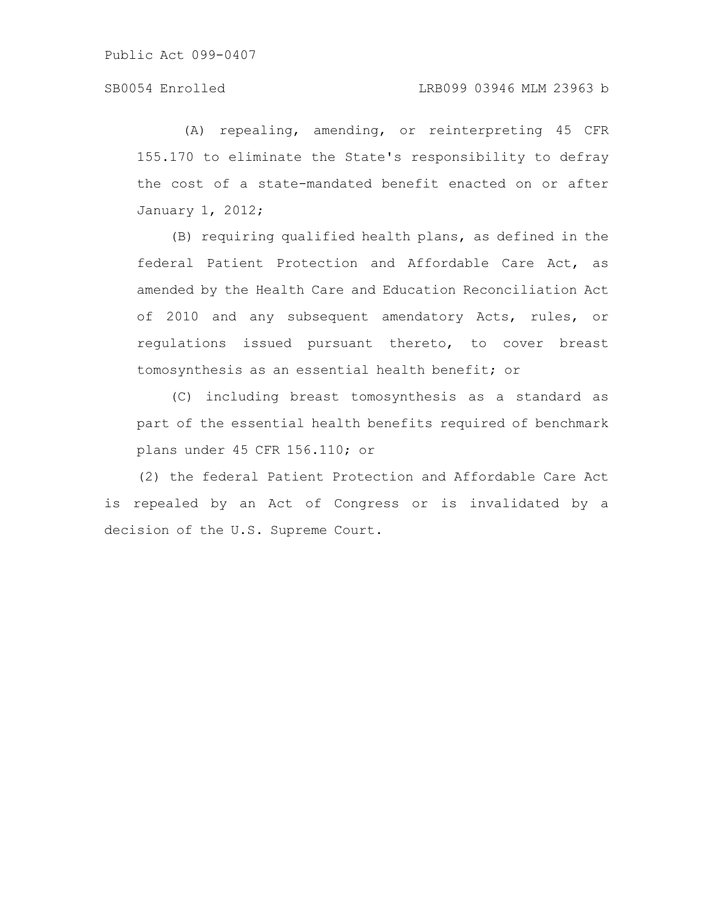(A) repealing, amending, or reinterpreting 45 CFR 155.170 to eliminate the State's responsibility to defray the cost of a state-mandated benefit enacted on or after January 1, 2012;

(B) requiring qualified health plans, as defined in the federal Patient Protection and Affordable Care Act, as amended by the Health Care and Education Reconciliation Act of 2010 and any subsequent amendatory Acts, rules, or regulations issued pursuant thereto, to cover breast tomosynthesis as an essential health benefit; or

(C) including breast tomosynthesis as a standard as part of the essential health benefits required of benchmark plans under 45 CFR 156.110; or

(2) the federal Patient Protection and Affordable Care Act is repealed by an Act of Congress or is invalidated by a decision of the U.S. Supreme Court.